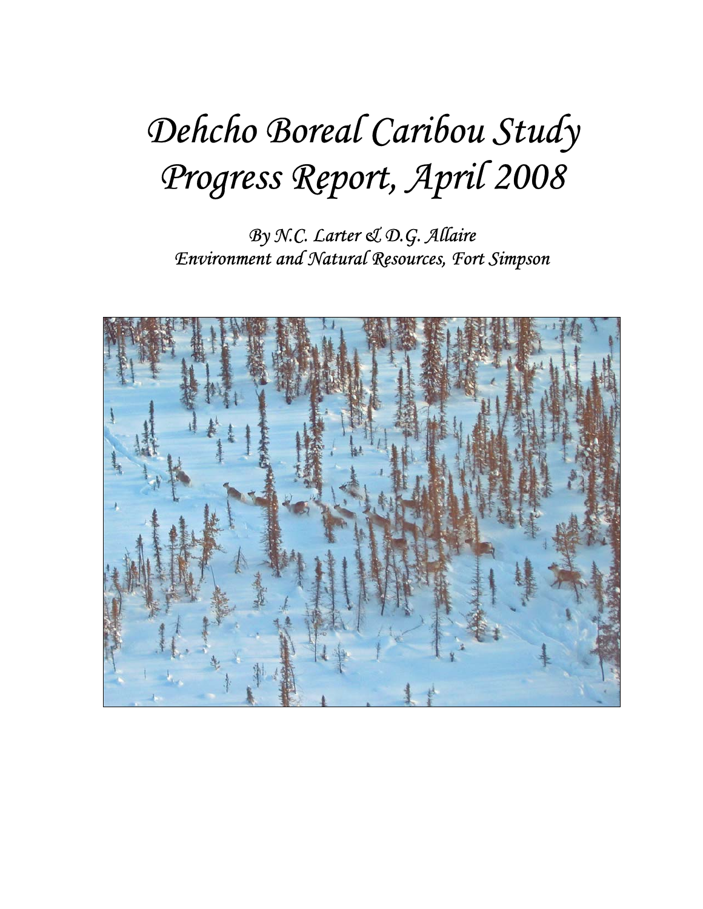# *Dehcho Boreal Caribou Study Progress Report, April 2008*

*By N.C. Larter & D.G. Allaire*
*Environment and Natural Resources, Fort Simpson*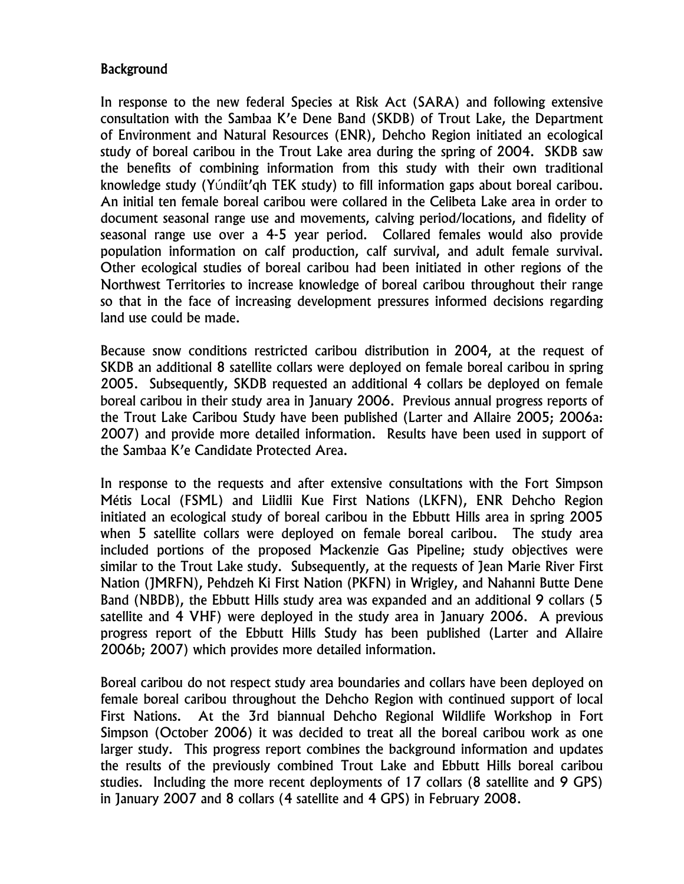## Background

In response to the new federal Species at Risk Act (SARA) and following extensive consultation with the Sambaa K'e Dene Band (SKDB) of Trout Lake, the Department of Environment and Natural Resources (ENR), Dehcho Region initiated an ecological study of boreal caribou in the Trout Lake area during the spring of 2004. SKDB saw the benefits of combining information from this study with their own traditional knowledge study (Yúndíit'qh TEK study) to fill information gaps about boreal caribou. An initial ten female boreal caribou were collared in the Celibeta Lake area in order to document seasonal range use and movements, calving period/locations, and fidelity of seasonal range use over a 4-5 year period. Collared females would also provide population information on calf production, calf survival, and adult female survival. Other ecological studies of boreal caribou had been initiated in other regions of the Northwest Territories to increase knowledge of boreal caribou throughout their range so that in the face of increasing development pressures informed decisions regarding land use could be made.

Because snow conditions restricted caribou distribution in 2004, at the request of SKDB an additional 8 satellite collars were deployed on female boreal caribou in spring 2005. Subsequently, SKDB requested an additional 4 collars be deployed on female boreal caribou in their study area in January 2006. Previous annual progress reports of the Trout Lake Caribou Study have been published (Larter and Allaire 2005; 2006a: 2007) and provide more detailed information. Results have been used in support of the Sambaa K'e Candidate Protected Area.

In response to the requests and after extensive consultations with the Fort Simpson Métis Local (FSML) and Liidlii Kue First Nations (LKFN), ENR Dehcho Region initiated an ecological study of boreal caribou in the Ebbutt Hills area in spring 2005 when 5 satellite collars were deployed on female boreal caribou. The study area included portions of the proposed Mackenzie Gas Pipeline; study objectives were similar to the Trout Lake study. Subsequently, at the requests of Jean Marie River First Nation (JMRFN), Pehdzeh Ki First Nation (PKFN) in Wrigley, and Nahanni Butte Dene Band (NBDB), the Ebbutt Hills study area was expanded and an additional 9 collars (5 satellite and 4 VHF) were deployed in the study area in January 2006. A previous progress report of the Ebbutt Hills Study has been published (Larter and Allaire 2006b; 2007) which provides more detailed information.

Boreal caribou do not respect study area boundaries and collars have been deployed on female boreal caribou throughout the Dehcho Region with continued support of local First Nations. At the 3rd biannual Dehcho Regional Wildlife Workshop in Fort Simpson (October 2006) it was decided to treat all the boreal caribou work as one larger study. This progress report combines the background information and updates the results of the previously combined Trout Lake and Ebbutt Hills boreal caribou studies. Including the more recent deployments of 17 collars (8 satellite and 9 GPS) in January 2007 and 8 collars (4 satellite and 4 GPS) in February 2008.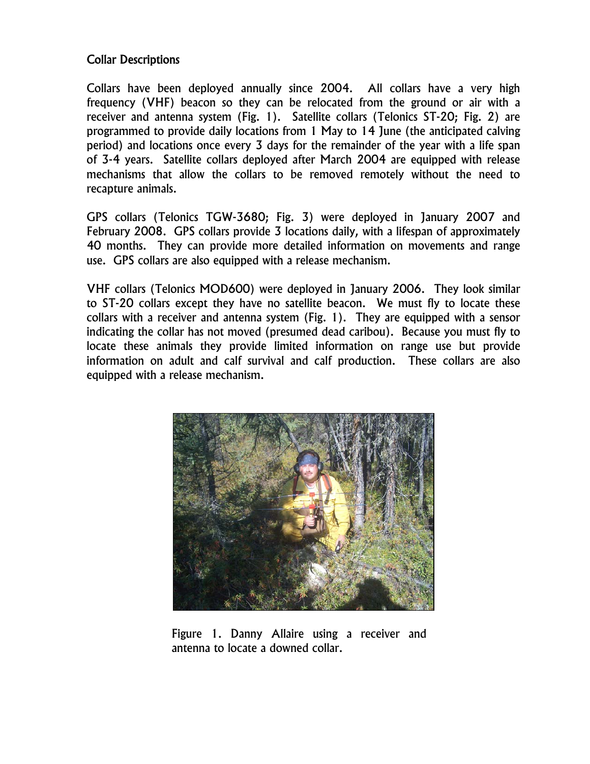## Collar Descriptions

Collars have been deployed annually since 2004. All collars have a very high frequency (VHF) beacon so they can be relocated from the ground or air with a receiver and antenna system (Fig. 1). Satellite collars (Telonics ST-20; Fig. 2) are programmed to provide daily locations from 1 May to 14 June (the anticipated calving period) and locations once every 3 days for the remainder of the year with a life span of 3-4 years. Satellite collars deployed after March 2004 are equipped with release mechanisms that allow the collars to be removed remotely without the need to recapture animals.

GPS collars (Telonics TGW-3680; Fig. 3) were deployed in January 2007 and February 2008. GPS collars provide 3 locations daily, with a lifespan of approximately 40 months. They can provide more detailed information on movements and range use. GPS collars are also equipped with a release mechanism.

VHF collars (Telonics MOD600) were deployed in January 2006. They look similar to ST-20 collars except they have no satellite beacon. We must fly to locate these collars with a receiver and antenna system (Fig. 1). They are equipped with a sensor indicating the collar has not moved (presumed dead caribou). Because you must fly to locate these animals they provide limited information on range use but provide information on adult and calf survival and calf production. These collars are also equipped with a release mechanism.

Figure 1. Danny Allaire using a receiver and antenna to locate a downed collar.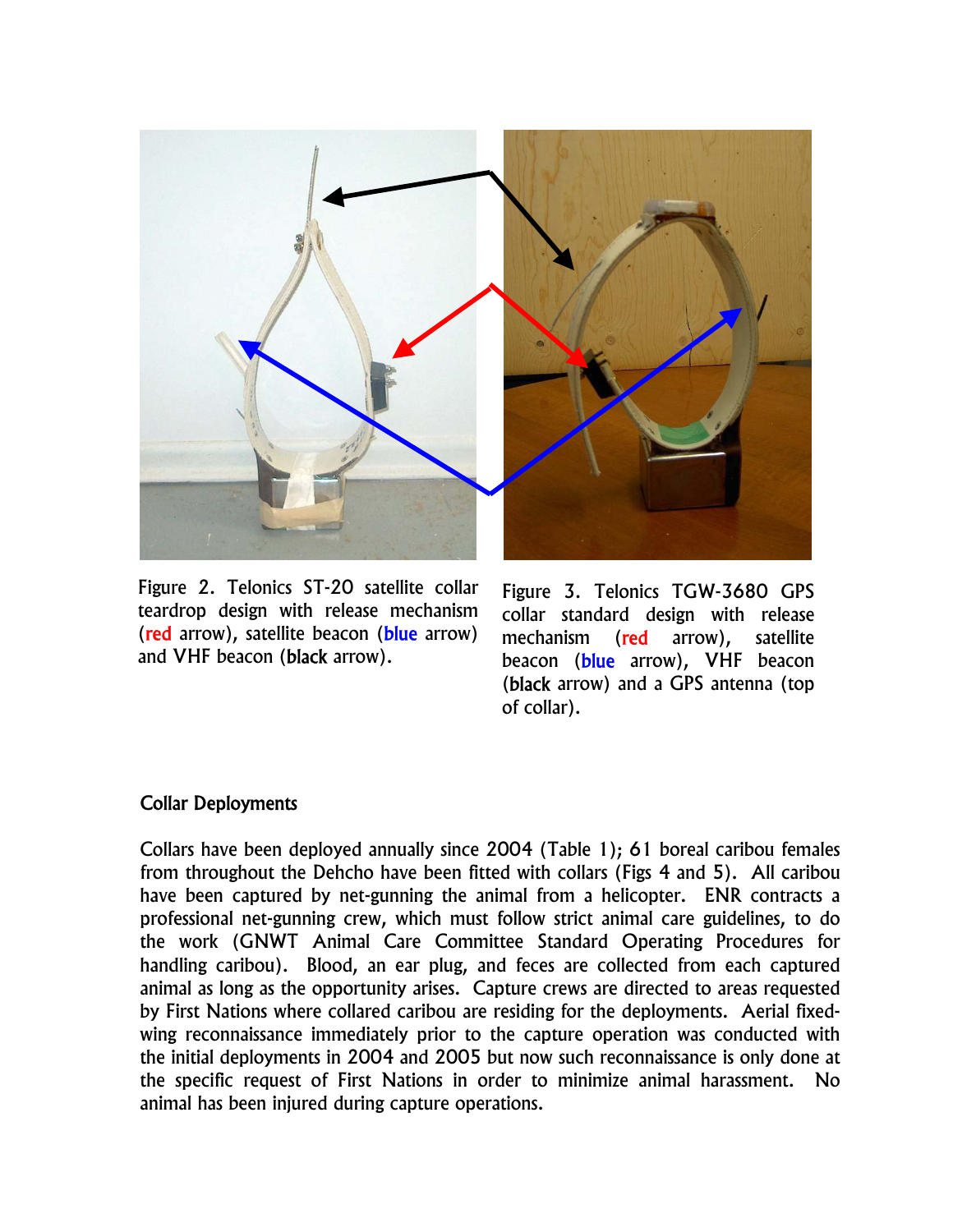Figure 2. Telonics ST-20 satellite collar teardrop design with release mechanism (red arrow), satellite beacon (blue arrow) and VHF beacon (black arrow).

Figure 3. Telonics TGW-3680 GPS collar standard design with release mechanism (red arrow), satellite beacon (blue arrow), VHF beacon (black arrow) and a GPS antenna (top of collar).

### Collar Deployments

Collars have been deployed annually since 2004 (Table 1); 61 boreal caribou females from throughout the Dehcho have been fitted with collars (Figs 4 and 5). All caribou have been captured by net-gunning the animal from a helicopter. ENR contracts a professional net-gunning crew, which must follow strict animal care guidelines, to do the work (GNWT Animal Care Committee Standard Operating Procedures for handling caribou). Blood, an ear plug, and feces are collected from each captured animal as long as the opportunity arises. Capture crews are directed to areas requested by First Nations where collared caribou are residing for the deployments. Aerial fixed-wing reconnaissance immediately prior to the capture operation was conducted with the initial deployments in 2004 and 2005 but now such reconnaissance is only done at the specific request of First Nations in order to minimize animal harassment. No animal has been injured during capture operations.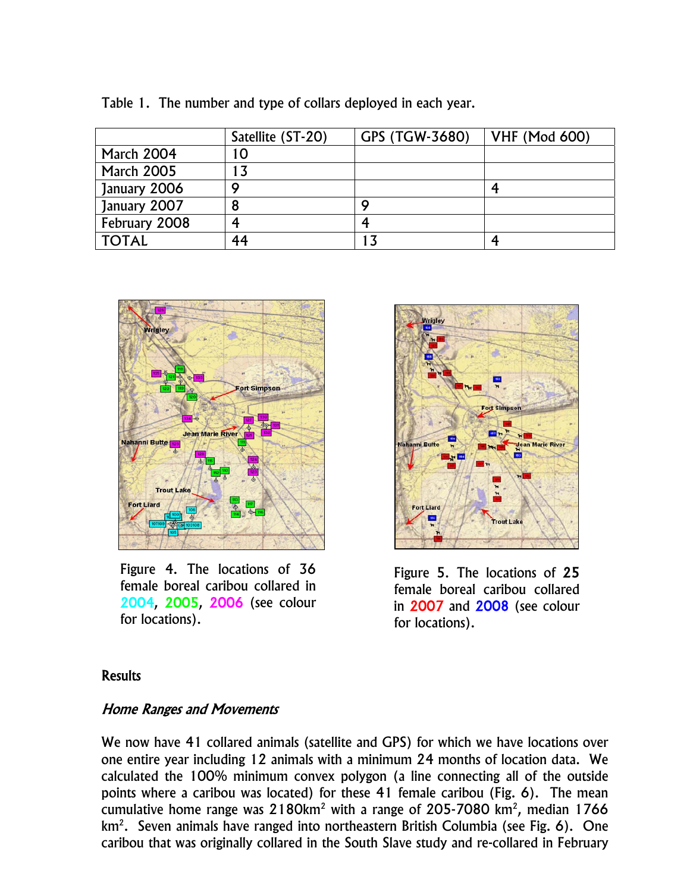Table 1. The number and type of collars deployed in each year.

| | Satellite (ST-20) | GPS (TGW-3680) | VHF (Mod 600) |
|---|---|---|---|
| March 2004 | 10 | | |
| March 2005 | 13 | | |
| January 2006 | 9 | | 4 |
| January 2007 | 8 | 9 | |
| February 2008 | 4 | 4 | |
| TOTAL | 44 | 13 | 4 |

Figure 4. The locations of 36 female boreal caribou collared in 2004, 2005, 2006 (see colour for locations).

Figure 5. The locations of 25 female boreal caribou collared in 2007 and 2008 (see colour for locations).

## Results

### *Home Ranges and Movements*

We now have 41 collared animals (satellite and GPS) for which we have locations over one entire year including 12 animals with a minimum 24 months of location data. We calculated the 100% minimum convex polygon (a line connecting all of the outside points where a caribou was located) for these 41 female caribou (Fig. 6). The mean cumulative home range was 2180km$^2$ with a range of 205-7080 km$^2$, median 1766 km$^2$. Seven animals have ranged into northeastern British Columbia (see Fig. 6). One caribou that was originally collared in the South Slave study and re-collared in February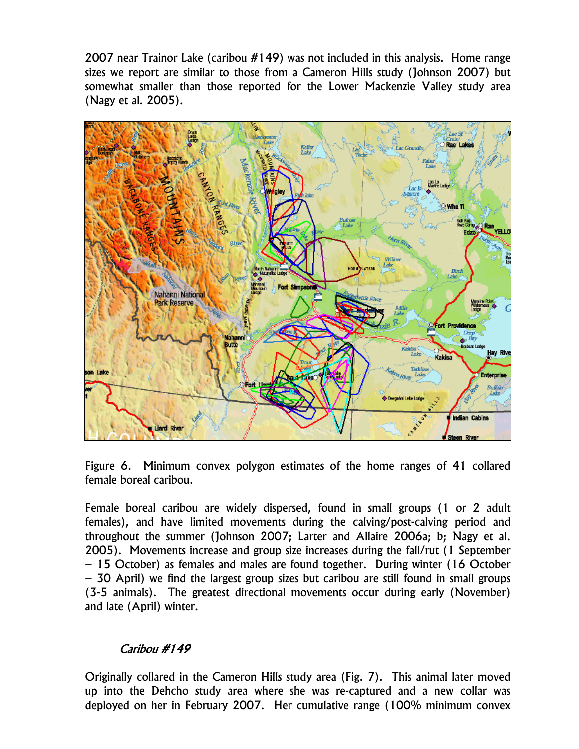2007 near Trainor Lake (caribou #149) was not included in this analysis. Home range sizes we report are similar to those from a Cameron Hills study (Johnson 2007) but somewhat smaller than those reported for the Lower Mackenzie Valley study area (Nagy et al. 2005).

Figure 6. Minimum convex polygon estimates of the home ranges of 41 collared female boreal caribou.

Female boreal caribou are widely dispersed, found in small groups (1 or 2 adult females), and have limited movements during the calving/post-calving period and throughout the summer (Johnson 2007; Larter and Allaire 2006a; b; Nagy et al. 2005). Movements increase and group size increases during the fall/rut (1 September – 15 October) as females and males are found together. During winter (16 October – 30 April) we find the largest group sizes but caribou are still found in small groups (3-5 animals). The greatest directional movements occur during early (November) and late (April) winter.

### *Caribou #149*

Originally collared in the Cameron Hills study area (Fig. 7). This animal later moved up into the Dehcho study area where she was re-captured and a new collar was deployed on her in February 2007. Her cumulative range (100% minimum convex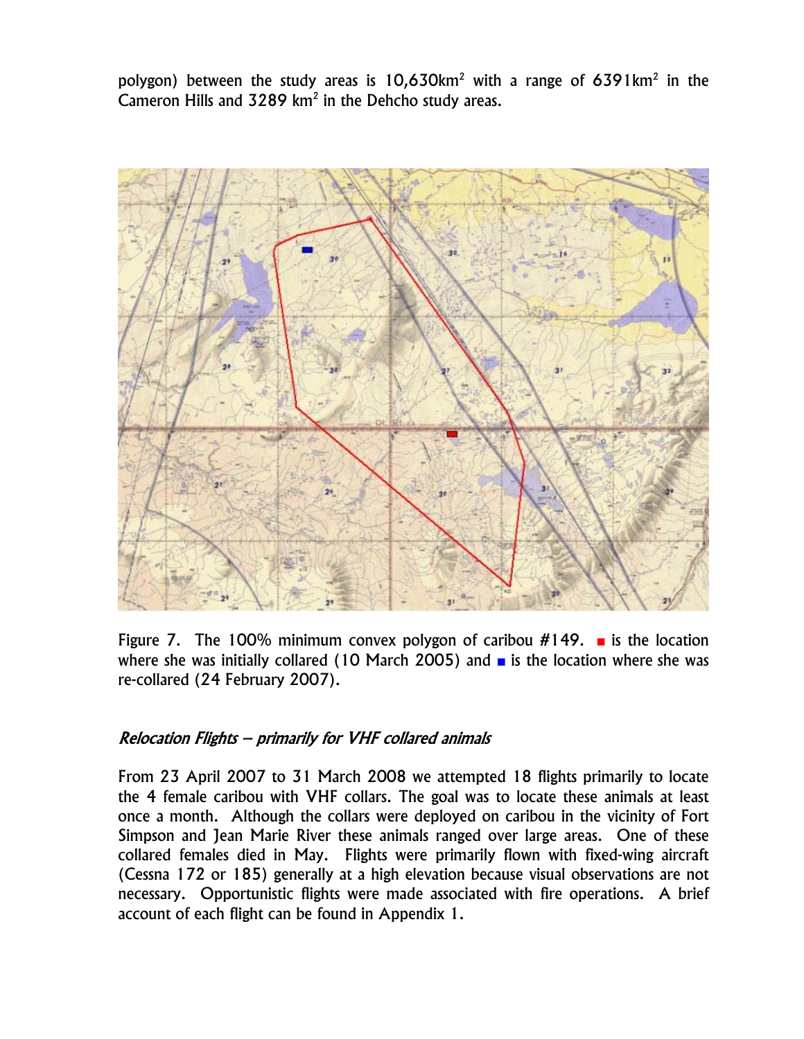polygon) between the study areas is 10,630km$^2$ with a range of 6391km$^2$ in the Cameron Hills and 3289 km$^2$ in the Dehcho study areas.

Figure 7. The 100% minimum convex polygon of caribou #149. ■ is the location where she was initially collared (10 March 2005) and ■ is the location where she was re-collared (24 February 2007).

## *Relocation Flights – primarily for VHF collared animals*

From 23 April 2007 to 31 March 2008 we attempted 18 flights primarily to locate the 4 female caribou with VHF collars. The goal was to locate these animals at least once a month. Although the collars were deployed on caribou in the vicinity of Fort Simpson and Jean Marie River these animals ranged over large areas. One of these collared females died in May. Flights were primarily flown with fixed-wing aircraft (Cessna 172 or 185) generally at a high elevation because visual observations are not necessary. Opportunistic flights were made associated with fire operations. A brief account of each flight can be found in Appendix 1.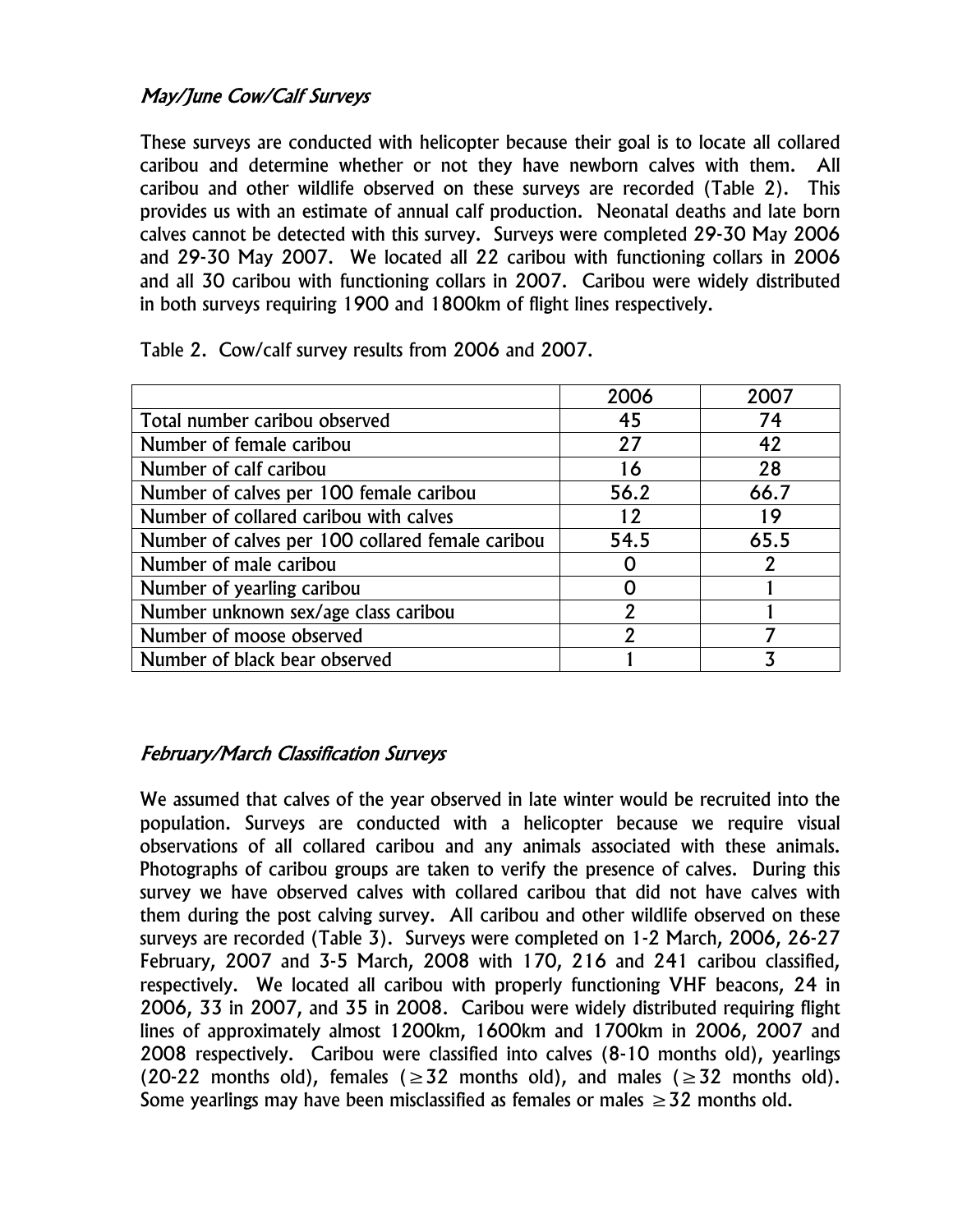### *May/June Cow/Calf Surveys*

These surveys are conducted with helicopter because their goal is to locate all collared caribou and determine whether or not they have newborn calves with them. All caribou and other wildlife observed on these surveys are recorded (Table 2). This provides us with an estimate of annual calf production. Neonatal deaths and late born calves cannot be detected with this survey. Surveys were completed 29-30 May 2006 and 29-30 May 2007. We located all 22 caribou with functioning collars in 2006 and all 30 caribou with functioning collars in 2007. Caribou were widely distributed in both surveys requiring 1900 and 1800km of flight lines respectively.

Table 2. Cow/calf survey results from 2006 and 2007.

| | 2006 | 2007 |
|---|---|---|
| Total number caribou observed | 45 | 74 |
| Number of female caribou | 27 | 42 |
| Number of calf caribou | 16 | 28 |
| Number of calves per 100 female caribou | 56.2 | 66.7 |
| Number of collared caribou with calves | 12 | 19 |
| Number of calves per 100 collared female caribou | 54.5 | 65.5 |
| Number of male caribou | 0 | 2 |
| Number of yearling caribou | 0 | 1 |
| Number unknown sex/age class caribou | 2 | 1 |
| Number of moose observed | 2 | 7 |
| Number of black bear observed | 1 | 3 |

### *February/March Classification Surveys*

We assumed that calves of the year observed in late winter would be recruited into the population. Surveys are conducted with a helicopter because we require visual observations of all collared caribou and any animals associated with these animals. Photographs of caribou groups are taken to verify the presence of calves. During this survey we have observed calves with collared caribou that did not have calves with them during the post calving survey. All caribou and other wildlife observed on these surveys are recorded (Table 3). Surveys were completed on 1-2 March, 2006, 26-27 February, 2007 and 3-5 March, 2008 with 170, 216 and 241 caribou classified, respectively. We located all caribou with properly functioning VHF beacons, 24 in 2006, 33 in 2007, and 35 in 2008. Caribou were widely distributed requiring flight lines of approximately almost 1200km, 1600km and 1700km in 2006, 2007 and 2008 respectively. Caribou were classified into calves (8-10 months old), yearlings (20-22 months old), females ($\geq 32$ months old), and males ($\geq 32$ months old). Some yearlings may have been misclassified as females or males $\geq 32$ months old.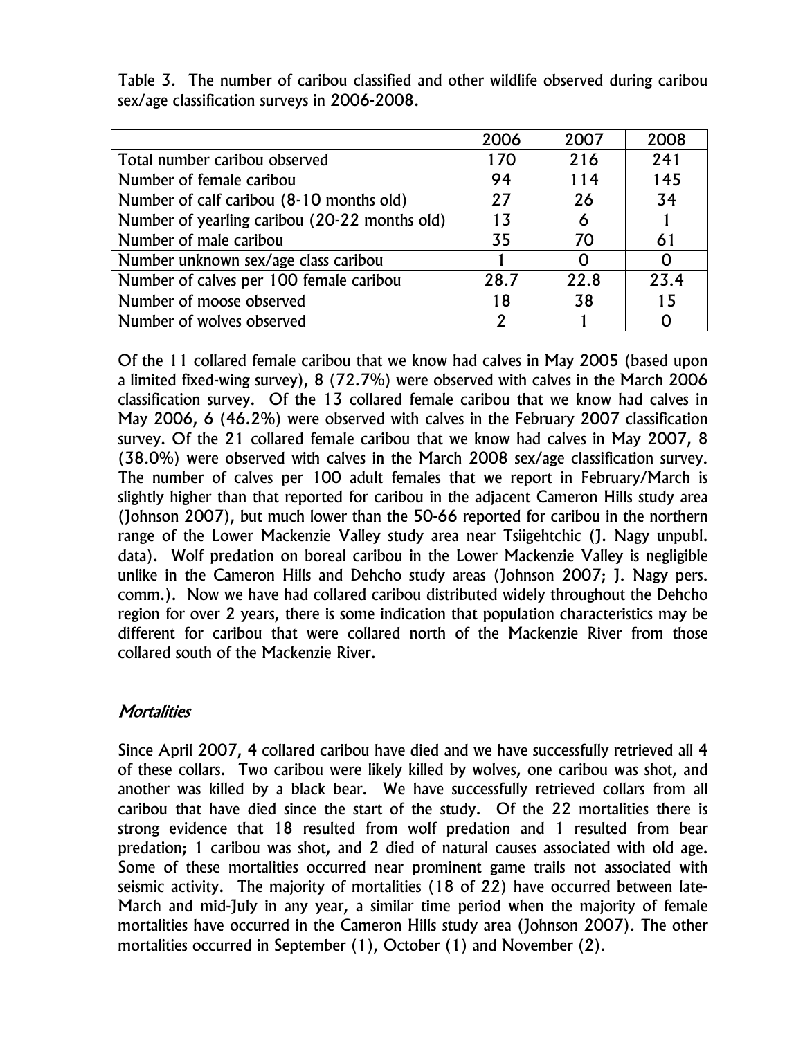Table 3. The number of caribou classified and other wildlife observed during caribou sex/age classification surveys in 2006-2008.

| | 2006 | 2007 | 2008 |
|---|---|---|---|
| Total number caribou observed | 170 | 216 | 241 |
| Number of female caribou | 94 | 114 | 145 |
| Number of calf caribou (8-10 months old) | 27 | 26 | 34 |
| Number of yearling caribou (20-22 months old) | 13 | 6 | 1 |
| Number of male caribou | 35 | 70 | 61 |
| Number unknown sex/age class caribou | 1 | 0 | 0 |
| Number of calves per 100 female caribou | 28.7 | 22.8 | 23.4 |
| Number of moose observed | 18 | 38 | 15 |
| Number of wolves observed | 2 | 1 | 0 |

Of the 11 collared female caribou that we know had calves in May 2005 (based upon a limited fixed-wing survey), 8 (72.7%) were observed with calves in the March 2006 classification survey. Of the 13 collared female caribou that we know had calves in May 2006, 6 (46.2%) were observed with calves in the February 2007 classification survey. Of the 21 collared female caribou that we know had calves in May 2007, 8 (38.0%) were observed with calves in the March 2008 sex/age classification survey. The number of calves per 100 adult females that we report in February/March is slightly higher than that reported for caribou in the adjacent Cameron Hills study area (Johnson 2007), but much lower than the 50-66 reported for caribou in the northern range of the Lower Mackenzie Valley study area near Tsiigehtchic (J. Nagy unpubl. data). Wolf predation on boreal caribou in the Lower Mackenzie Valley is negligible unlike in the Cameron Hills and Dehcho study areas (Johnson 2007; J. Nagy pers. comm.). Now we have had collared caribou distributed widely throughout the Dehcho region for over 2 years, there is some indication that population characteristics may be different for caribou that were collared north of the Mackenzie River from those collared south of the Mackenzie River.

### *Mortalities*

Since April 2007, 4 collared caribou have died and we have successfully retrieved all 4 of these collars. Two caribou were likely killed by wolves, one caribou was shot, and another was killed by a black bear. We have successfully retrieved collars from all caribou that have died since the start of the study. Of the 22 mortalities there is strong evidence that 18 resulted from wolf predation and 1 resulted from bear predation; 1 caribou was shot, and 2 died of natural causes associated with old age. Some of these mortalities occurred near prominent game trails not associated with seismic activity. The majority of mortalities (18 of 22) have occurred between late-March and mid-July in any year, a similar time period when the majority of female mortalities have occurred in the Cameron Hills study area (Johnson 2007). The other mortalities occurred in September (1), October (1) and November (2).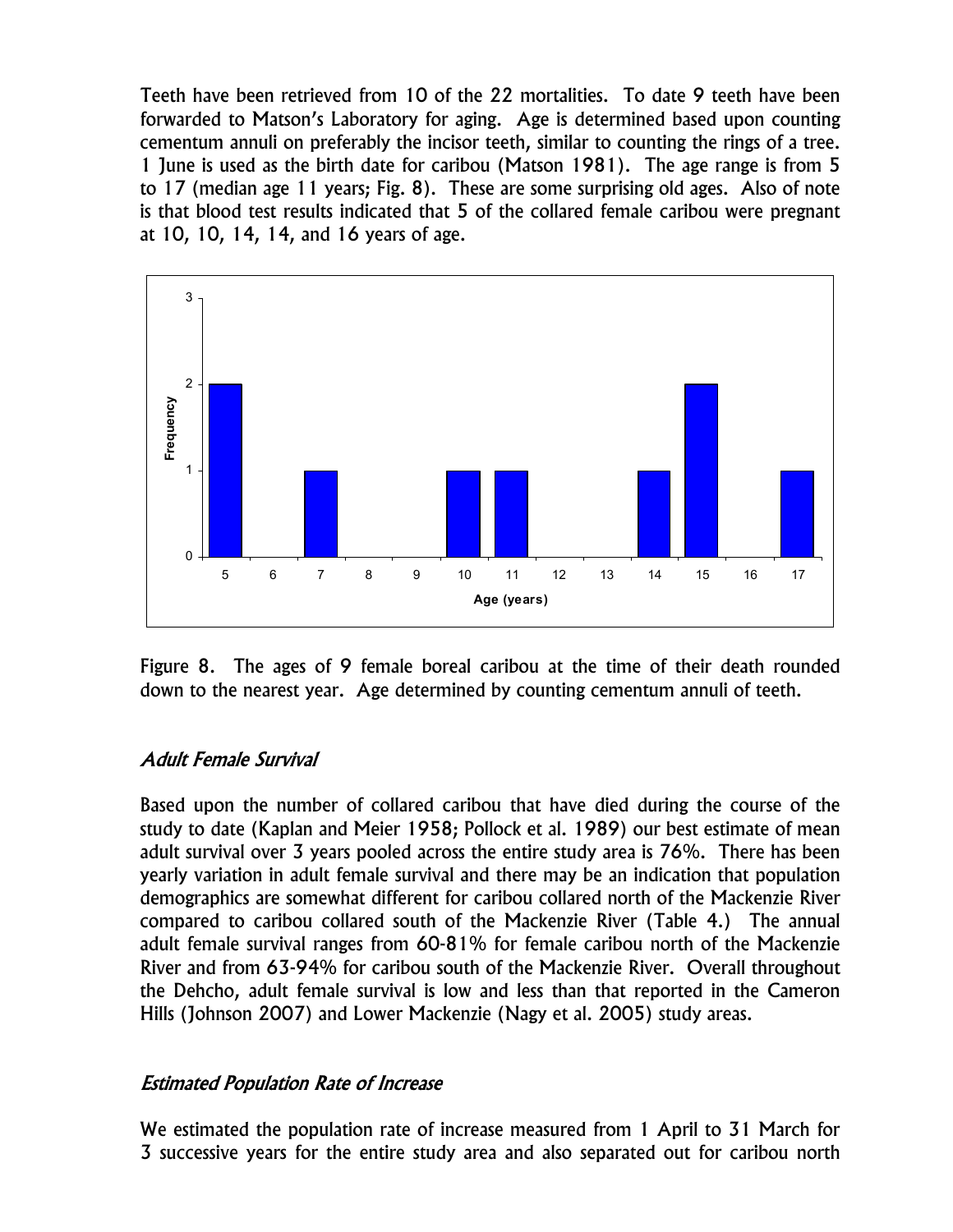Teeth have been retrieved from 10 of the 22 mortalities. To date 9 teeth have been forwarded to Matson's Laboratory for aging. Age is determined based upon counting cementum annuli on preferably the incisor teeth, similar to counting the rings of a tree. 1 June is used as the birth date for caribou (Matson 1981). The age range is from 5 to 17 (median age 11 years; Fig. 8). These are some surprising old ages. Also of note is that blood test results indicated that 5 of the collared female caribou were pregnant at 10, 10, 14, 14, and 16 years of age.

Figure 8. The ages of 9 female boreal caribou at the time of their death rounded down to the nearest year. Age determined by counting cementum annuli of teeth.

### *Adult Female Survival*

Based upon the number of collared caribou that have died during the course of the study to date (Kaplan and Meier 1958; Pollock et al. 1989) our best estimate of mean adult survival over 3 years pooled across the entire study area is 76%. There has been yearly variation in adult female survival and there may be an indication that population demographics are somewhat different for caribou collared north of the Mackenzie River compared to caribou collared south of the Mackenzie River (Table 4.) The annual adult female survival ranges from 60-81% for female caribou north of the Mackenzie River and from 63-94% for caribou south of the Mackenzie River. Overall throughout the Dehcho, adult female survival is low and less than that reported in the Cameron Hills (Johnson 2007) and Lower Mackenzie (Nagy et al. 2005) study areas.

### *Estimated Population Rate of Increase*

We estimated the population rate of increase measured from 1 April to 31 March for 3 successive years for the entire study area and also separated out for caribou north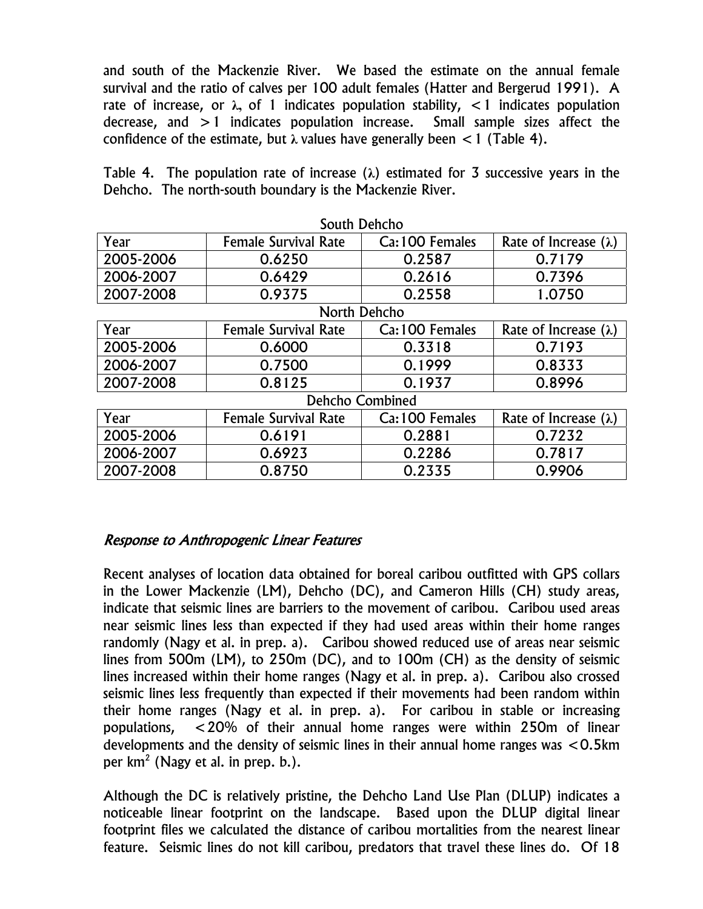and south of the Mackenzie River. We based the estimate on the annual female survival and the ratio of calves per 100 adult females (Hatter and Bergerud 1991). A rate of increase, or $\lambda$, of 1 indicates population stability, $<1$ indicates population decrease, and $>1$ indicates population increase. Small sample sizes affect the confidence of the estimate, but $\lambda$ values have generally been $<1$ (Table 4).

Table 4. The population rate of increase ($\lambda$) estimated for 3 successive years in the Dehcho. The north-south boundary is the Mackenzie River.

| South Dehcho | | | |
|---|---|---|---|
| Year | Female Survival Rate | Ca:100 Females | Rate of Increase ($\lambda$) |
| 2005-2006 | 0.6250 | 0.2587 | 0.7179 |
| 2006-2007 | 0.6429 | 0.2616 | 0.7396 |
| 2007-2008 | 0.9375 | 0.2558 | 1.0750 |
| **North Dehcho** | | | |
| Year | Female Survival Rate | Ca:100 Females | Rate of Increase ($\lambda$) |
| 2005-2006 | 0.6000 | 0.3318 | 0.7193 |
| 2006-2007 | 0.7500 | 0.1999 | 0.8333 |
| 2007-2008 | 0.8125 | 0.1937 | 0.8996 |
| **Dehcho Combined** | | | |
| Year | Female Survival Rate | Ca:100 Females | Rate of Increase ($\lambda$) |
| 2005-2006 | 0.6191 | 0.2881 | 0.7232 |
| 2006-2007 | 0.6923 | 0.2286 | 0.7817 |
| 2007-2008 | 0.8750 | 0.2335 | 0.9906 |

### *Response to Anthropogenic Linear Features*

Recent analyses of location data obtained for boreal caribou outfitted with GPS collars in the Lower Mackenzie (LM), Dehcho (DC), and Cameron Hills (CH) study areas, indicate that seismic lines are barriers to the movement of caribou. Caribou used areas near seismic lines less than expected if they had used areas within their home ranges randomly (Nagy et al. in prep. a). Caribou showed reduced use of areas near seismic lines from 500m (LM), to 250m (DC), and to 100m (CH) as the density of seismic lines increased within their home ranges (Nagy et al. in prep. a). Caribou also crossed seismic lines less frequently than expected if their movements had been random within their home ranges (Nagy et al. in prep. a). For caribou in stable or increasing populations, $<20\%$ of their annual home ranges were within 250m of linear developments and the density of seismic lines in their annual home ranges was $<0.5$km per km$^2$ (Nagy et al. in prep. b.).

Although the DC is relatively pristine, the Dehcho Land Use Plan (DLUP) indicates a noticeable linear footprint on the landscape. Based upon the DLUP digital linear footprint files we calculated the distance of caribou mortalities from the nearest linear feature. Seismic lines do not kill caribou, predators that travel these lines do. Of 18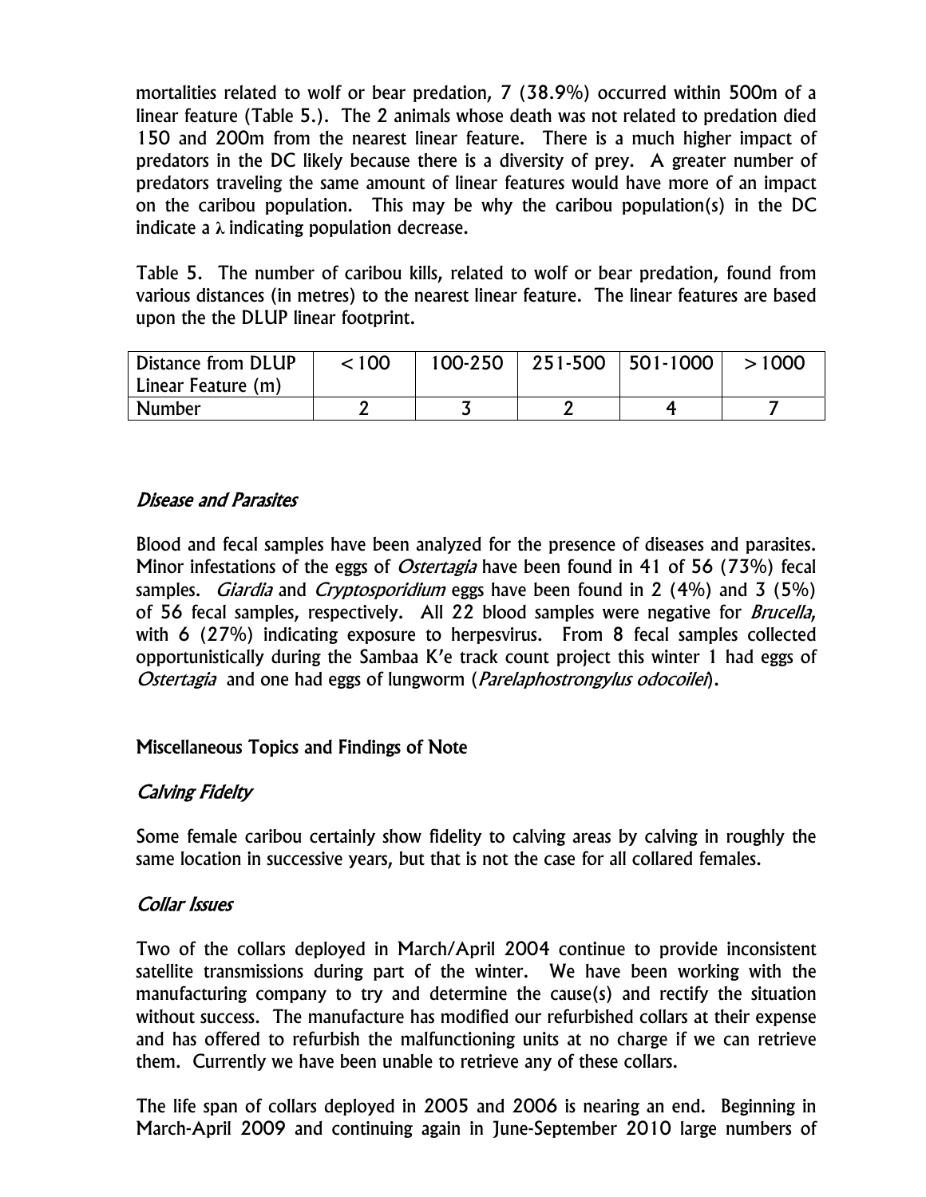mortalities related to wolf or bear predation, 7 (38.9%) occurred within 500m of a linear feature (Table 5.). The 2 animals whose death was not related to predation died 150 and 200m from the nearest linear feature. There is a much higher impact of predators in the DC likely because there is a diversity of prey. A greater number of predators traveling the same amount of linear features would have more of an impact on the caribou population. This may be why the caribou population(s) in the DC indicate a $\lambda$ indicating population decrease.

Table 5. The number of caribou kills, related to wolf or bear predation, found from various distances (in metres) to the nearest linear feature. The linear features are based upon the the DLUP linear footprint.

| Distance from DLUP Linear Feature (m) | <100 | 100-250 | 251-500 | 501-1000 | >1000 |
|---|---|---|---|---|---|
| Number | 2 | 3 | 2 | 4 | 7 |

### *Disease and Parasites*

Blood and fecal samples have been analyzed for the presence of diseases and parasites. Minor infestations of the eggs of *Ostertagia* have been found in 41 of 56 (73%) fecal samples. *Giardia* and *Cryptosporidium* eggs have been found in 2 (4%) and 3 (5%) of 56 fecal samples, respectively. All 22 blood samples were negative for *Brucella*, with 6 (27%) indicating exposure to herpesvirus. From 8 fecal samples collected opportunistically during the Sambaa K'e track count project this winter 1 had eggs of *Ostertagia* and one had eggs of lungworm (*Parelaphostrongylus odocoilei*).

## Miscellaneous Topics and Findings of Note

### *Calving Fidelty*

Some female caribou certainly show fidelity to calving areas by calving in roughly the same location in successive years, but that is not the case for all collared females.

### *Collar Issues*

Two of the collars deployed in March/April 2004 continue to provide inconsistent satellite transmissions during part of the winter. We have been working with the manufacturing company to try and determine the cause(s) and rectify the situation without success. The manufacture has modified our refurbished collars at their expense and has offered to refurbish the malfunctioning units at no charge if we can retrieve them. Currently we have been unable to retrieve any of these collars.

The life span of collars deployed in 2005 and 2006 is nearing an end. Beginning in March-April 2009 and continuing again in June-September 2010 large numbers of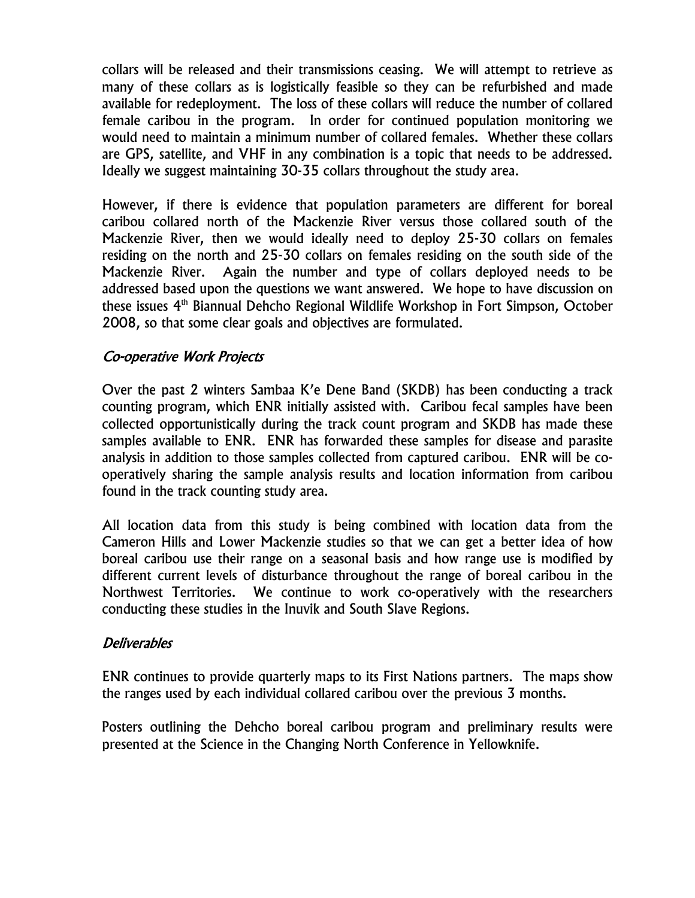collars will be released and their transmissions ceasing. We will attempt to retrieve as many of these collars as is logistically feasible so they can be refurbished and made available for redeployment. The loss of these collars will reduce the number of collared female caribou in the program. In order for continued population monitoring we would need to maintain a minimum number of collared females. Whether these collars are GPS, satellite, and VHF in any combination is a topic that needs to be addressed. Ideally we suggest maintaining 30-35 collars throughout the study area.

However, if there is evidence that population parameters are different for boreal caribou collared north of the Mackenzie River versus those collared south of the Mackenzie River, then we would ideally need to deploy 25-30 collars on females residing on the north and 25-30 collars on females residing on the south side of the Mackenzie River. Again the number and type of collars deployed needs to be addressed based upon the questions we want answered. We hope to have discussion on these issues 4th Biannual Dehcho Regional Wildlife Workshop in Fort Simpson, October 2008, so that some clear goals and objectives are formulated.

### *Co-operative Work Projects*

Over the past 2 winters Sambaa K'e Dene Band (SKDB) has been conducting a track counting program, which ENR initially assisted with. Caribou fecal samples have been collected opportunistically during the track count program and SKDB has made these samples available to ENR. ENR has forwarded these samples for disease and parasite analysis in addition to those samples collected from captured caribou. ENR will be co-operatively sharing the sample analysis results and location information from caribou found in the track counting study area.

All location data from this study is being combined with location data from the Cameron Hills and Lower Mackenzie studies so that we can get a better idea of how boreal caribou use their range on a seasonal basis and how range use is modified by different current levels of disturbance throughout the range of boreal caribou in the Northwest Territories. We continue to work co-operatively with the researchers conducting these studies in the Inuvik and South Slave Regions.

### *Deliverables*

ENR continues to provide quarterly maps to its First Nations partners. The maps show the ranges used by each individual collared caribou over the previous 3 months.

Posters outlining the Dehcho boreal caribou program and preliminary results were presented at the Science in the Changing North Conference in Yellowknife.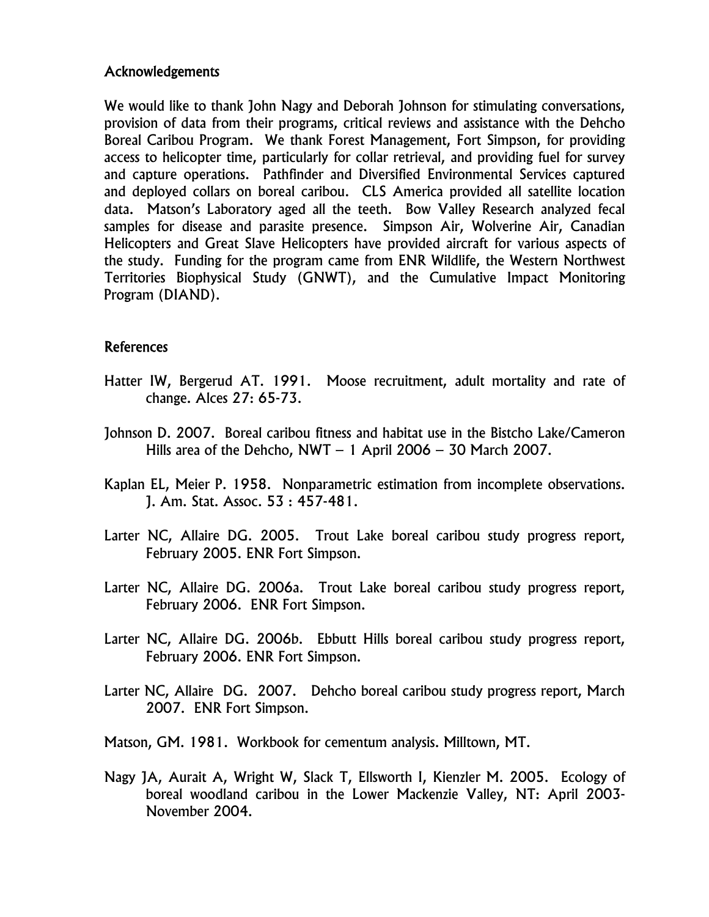## Acknowledgements

We would like to thank John Nagy and Deborah Johnson for stimulating conversations, provision of data from their programs, critical reviews and assistance with the Dehcho Boreal Caribou Program. We thank Forest Management, Fort Simpson, for providing access to helicopter time, particularly for collar retrieval, and providing fuel for survey and capture operations. Pathfinder and Diversified Environmental Services captured and deployed collars on boreal caribou. CLS America provided all satellite location data. Matson's Laboratory aged all the teeth. Bow Valley Research analyzed fecal samples for disease and parasite presence. Simpson Air, Wolverine Air, Canadian Helicopters and Great Slave Helicopters have provided aircraft for various aspects of the study. Funding for the program came from ENR Wildlife, the Western Northwest Territories Biophysical Study (GNWT), and the Cumulative Impact Monitoring Program (DIAND).

## References

Hatter IW, Bergerud AT. 1991. Moose recruitment, adult mortality and rate of change. Alces 27: 65-73.

Johnson D. 2007. Boreal caribou fitness and habitat use in the Bistcho Lake/Cameron Hills area of the Dehcho, NWT – 1 April 2006 – 30 March 2007.

Kaplan EL, Meier P. 1958. Nonparametric estimation from incomplete observations. J. Am. Stat. Assoc. 53 : 457-481.

Larter NC, Allaire DG. 2005. Trout Lake boreal caribou study progress report, February 2005. ENR Fort Simpson.

Larter NC, Allaire DG. 2006a. Trout Lake boreal caribou study progress report, February 2006. ENR Fort Simpson.

Larter NC, Allaire DG. 2006b. Ebbutt Hills boreal caribou study progress report, February 2006. ENR Fort Simpson.

Larter NC, Allaire DG. 2007. Dehcho boreal caribou study progress report, March 2007. ENR Fort Simpson.

Matson, GM. 1981. Workbook for cementum analysis. Milltown, MT.

Nagy JA, Aurait A, Wright W, Slack T, Ellsworth I, Kienzler M. 2005. Ecology of boreal woodland caribou in the Lower Mackenzie Valley, NT: April 2003-November 2004.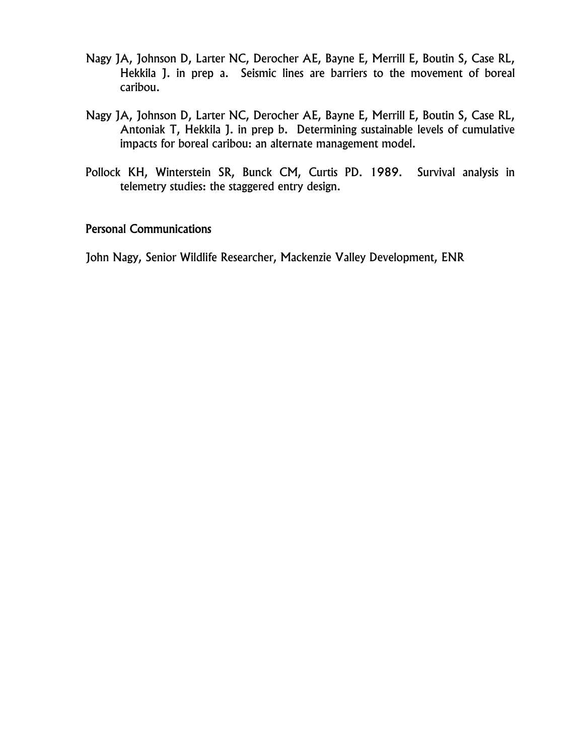Nagy JA, Johnson D, Larter NC, Derocher AE, Bayne E, Merrill E, Boutin S, Case RL, Hekkila J. in prep a. Seismic lines are barriers to the movement of boreal caribou.

Nagy JA, Johnson D, Larter NC, Derocher AE, Bayne E, Merrill E, Boutin S, Case RL, Antoniak T, Hekkila J. in prep b. Determining sustainable levels of cumulative impacts for boreal caribou: an alternate management model.

Pollock KH, Winterstein SR, Bunck CM, Curtis PD. 1989. Survival analysis in telemetry studies: the staggered entry design.

## Personal Communications

John Nagy, Senior Wildlife Researcher, Mackenzie Valley Development, ENR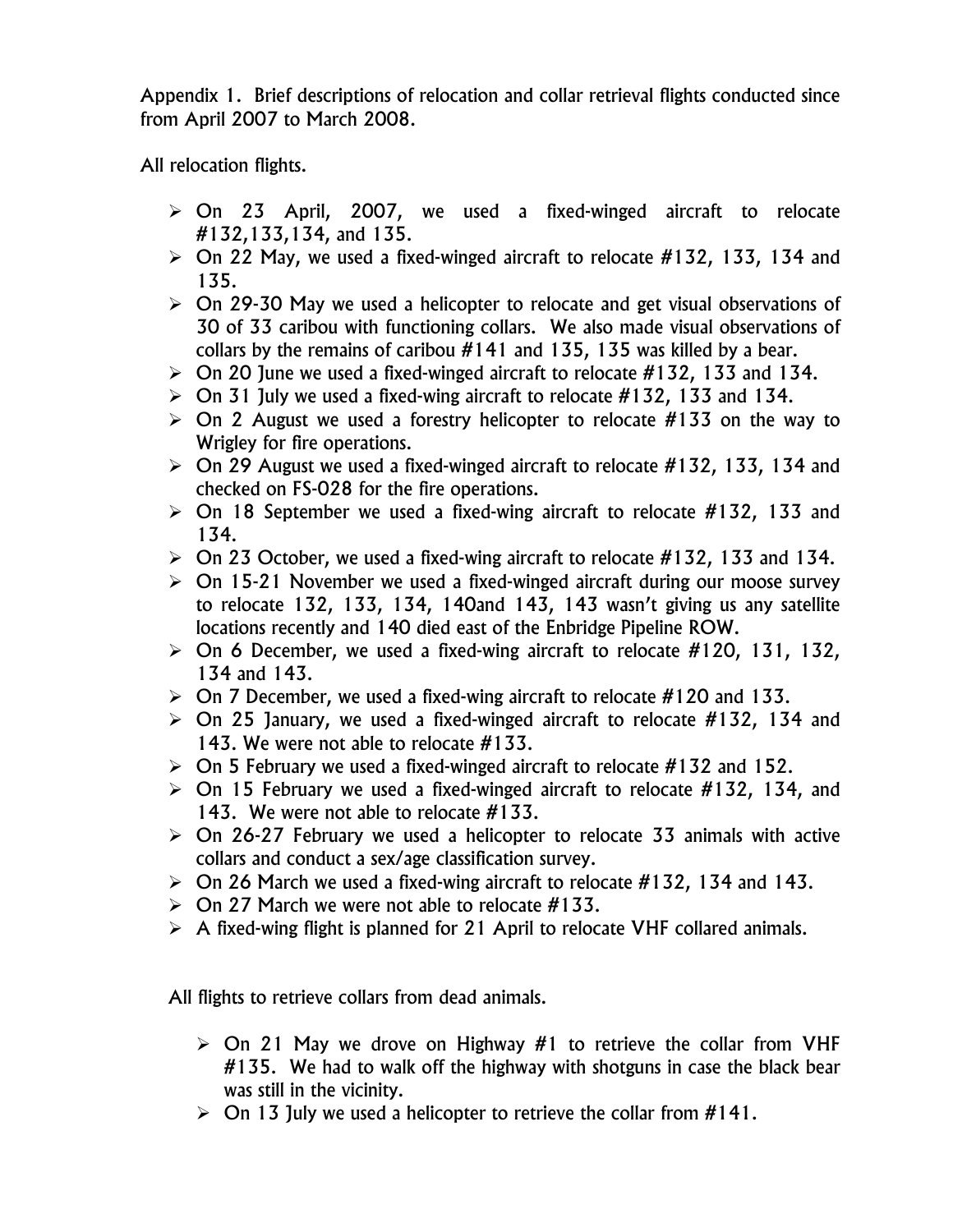Appendix 1. Brief descriptions of relocation and collar retrieval flights conducted since from April 2007 to March 2008.

All relocation flights.

- On 23 April, 2007, we used a fixed-winged aircraft to relocate #132,133,134, and 135.
- On 22 May, we used a fixed-winged aircraft to relocate #132, 133, 134 and 135.
- On 29-30 May we used a helicopter to relocate and get visual observations of 30 of 33 caribou with functioning collars. We also made visual observations of collars by the remains of caribou #141 and 135, 135 was killed by a bear.
- On 20 June we used a fixed-winged aircraft to relocate #132, 133 and 134.
- On 31 July we used a fixed-wing aircraft to relocate #132, 133 and 134.
- On 2 August we used a forestry helicopter to relocate #133 on the way to Wrigley for fire operations.
- On 29 August we used a fixed-winged aircraft to relocate #132, 133, 134 and checked on FS-028 for the fire operations.
- On 18 September we used a fixed-wing aircraft to relocate #132, 133 and 134.
- On 23 October, we used a fixed-wing aircraft to relocate #132, 133 and 134.
- On 15-21 November we used a fixed-winged aircraft during our moose survey to relocate 132, 133, 134, 140and 143, 143 wasn't giving us any satellite locations recently and 140 died east of the Enbridge Pipeline ROW.
- On 6 December, we used a fixed-wing aircraft to relocate #120, 131, 132, 134 and 143.
- On 7 December, we used a fixed-wing aircraft to relocate #120 and 133.
- On 25 January, we used a fixed-winged aircraft to relocate #132, 134 and 143. We were not able to relocate #133.
- On 5 February we used a fixed-winged aircraft to relocate #132 and 152.
- On 15 February we used a fixed-winged aircraft to relocate #132, 134, and 143. We were not able to relocate #133.
- On 26-27 February we used a helicopter to relocate 33 animals with active collars and conduct a sex/age classification survey.
- On 26 March we used a fixed-wing aircraft to relocate #132, 134 and 143.
- On 27 March we were not able to relocate #133.
- A fixed-wing flight is planned for 21 April to relocate VHF collared animals.

All flights to retrieve collars from dead animals.

- On 21 May we drove on Highway #1 to retrieve the collar from VHF #135. We had to walk off the highway with shotguns in case the black bear was still in the vicinity.
- On 13 July we used a helicopter to retrieve the collar from #141.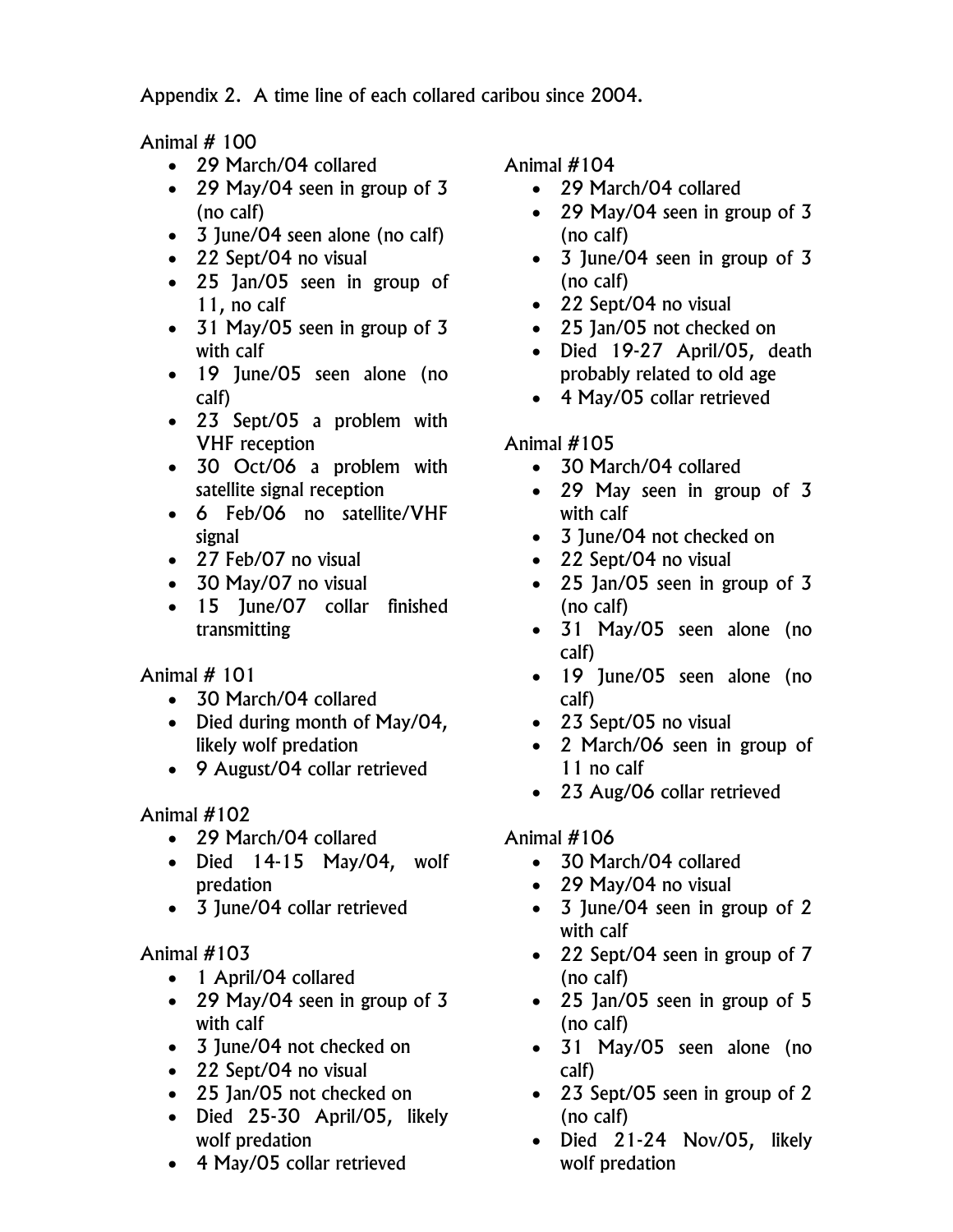Appendix 2. A time line of each collared caribou since 2004.

Animal # 100

- 29 March/04 collared
- 29 May/04 seen in group of 3 (no calf)
- 3 June/04 seen alone (no calf)
- 22 Sept/04 no visual
- 25 Jan/05 seen in group of 11, no calf
- 31 May/05 seen in group of 3 with calf
- 19 June/05 seen alone (no calf)
- 23 Sept/05 a problem with VHF reception
- 30 Oct/06 a problem with satellite signal reception
- 6 Feb/06 no satellite/VHF signal
- 27 Feb/07 no visual
- 30 May/07 no visual
- 15 June/07 collar finished transmitting

Animal # 101

- 30 March/04 collared
- Died during month of May/04, likely wolf predation
- 9 August/04 collar retrieved

Animal #102

- 29 March/04 collared
- Died 14-15 May/04, wolf predation
- 3 June/04 collar retrieved

Animal #103

- 1 April/04 collared
- 29 May/04 seen in group of 3 with calf
- 3 June/04 not checked on
- 22 Sept/04 no visual
- 25 Jan/05 not checked on
- Died 25-30 April/05, likely wolf predation
- 4 May/05 collar retrieved

Animal #104

- 29 March/04 collared
- 29 May/04 seen in group of 3 (no calf)
- 3 June/04 seen in group of 3 (no calf)
- 22 Sept/04 no visual
- 25 Jan/05 not checked on
- Died 19-27 April/05, death probably related to old age
- 4 May/05 collar retrieved

Animal #105

- 30 March/04 collared
- 29 May seen in group of 3 with calf
- 3 June/04 not checked on
- 22 Sept/04 no visual
- 25 Jan/05 seen in group of 3 (no calf)
- 31 May/05 seen alone (no calf)
- 19 June/05 seen alone (no calf)
- 23 Sept/05 no visual
- 2 March/06 seen in group of 11 no calf
- 23 Aug/06 collar retrieved

Animal #106

- 30 March/04 collared
- 29 May/04 no visual
- 3 June/04 seen in group of 2 with calf
- 22 Sept/04 seen in group of 7 (no calf)
- 25 Jan/05 seen in group of 5 (no calf)
- 31 May/05 seen alone (no calf)
- 23 Sept/05 seen in group of 2 (no calf)
- Died 21-24 Nov/05, likely wolf predation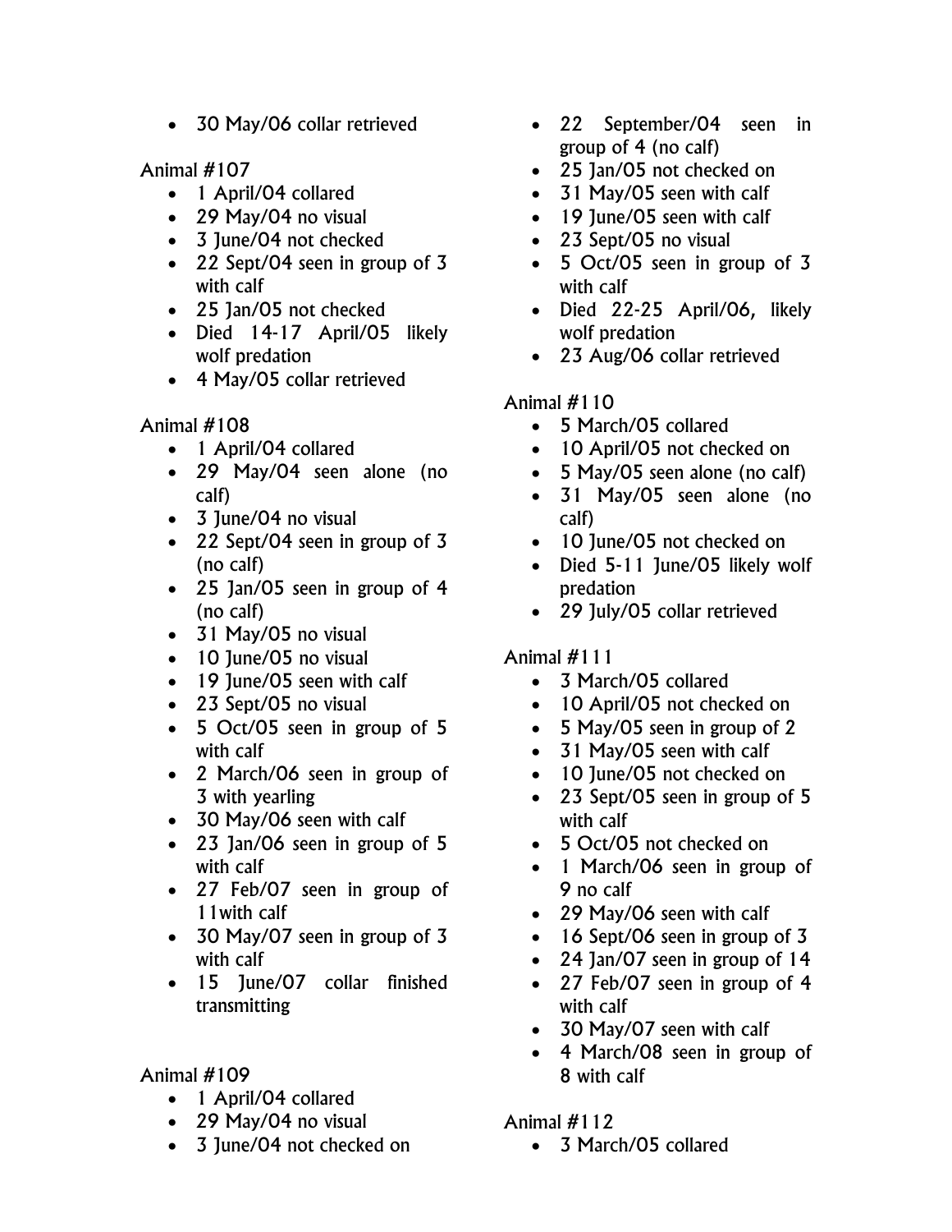- 30 May/06 collar retrieved

Animal #107

- 1 April/04 collared
- 29 May/04 no visual
- 3 June/04 not checked
- 22 Sept/04 seen in group of 3 with calf
- 25 Jan/05 not checked
- Died 14-17 April/05 likely wolf predation
- 4 May/05 collar retrieved

Animal #108

- 1 April/04 collared
- 29 May/04 seen alone (no calf)
- 3 June/04 no visual
- 22 Sept/04 seen in group of 3 (no calf)
- 25 Jan/05 seen in group of 4 (no calf)
- 31 May/05 no visual
- 10 June/05 no visual
- 19 June/05 seen with calf
- 23 Sept/05 no visual
- 5 Oct/05 seen in group of 5 with calf
- 2 March/06 seen in group of 3 with yearling
- 30 May/06 seen with calf
- 23 Jan/06 seen in group of 5 with calf
- 27 Feb/07 seen in group of 11with calf
- 30 May/07 seen in group of 3 with calf
- 15 June/07 collar finished transmitting

Animal #109

- 1 April/04 collared
- 29 May/04 no visual
- 3 June/04 not checked on
- 22 September/04 seen in group of 4 (no calf)
- 25 Jan/05 not checked on
- 31 May/05 seen with calf
- 19 June/05 seen with calf
- 23 Sept/05 no visual
- 5 Oct/05 seen in group of 3 with calf
- Died 22-25 April/06, likely wolf predation
- 23 Aug/06 collar retrieved

Animal #110

- 5 March/05 collared
- 10 April/05 not checked on
- 5 May/05 seen alone (no calf)
- 31 May/05 seen alone (no calf)
- 10 June/05 not checked on
- Died 5-11 June/05 likely wolf predation
- 29 July/05 collar retrieved

Animal #111

- 3 March/05 collared
- 10 April/05 not checked on
- 5 May/05 seen in group of 2
- 31 May/05 seen with calf
- 10 June/05 not checked on
- 23 Sept/05 seen in group of 5 with calf
- 5 Oct/05 not checked on
- 1 March/06 seen in group of 9 no calf
- 29 May/06 seen with calf
- 16 Sept/06 seen in group of 3
- 24 Jan/07 seen in group of 14
- 27 Feb/07 seen in group of 4 with calf
- 30 May/07 seen with calf
- 4 March/08 seen in group of 8 with calf

Animal #112

- 3 March/05 collared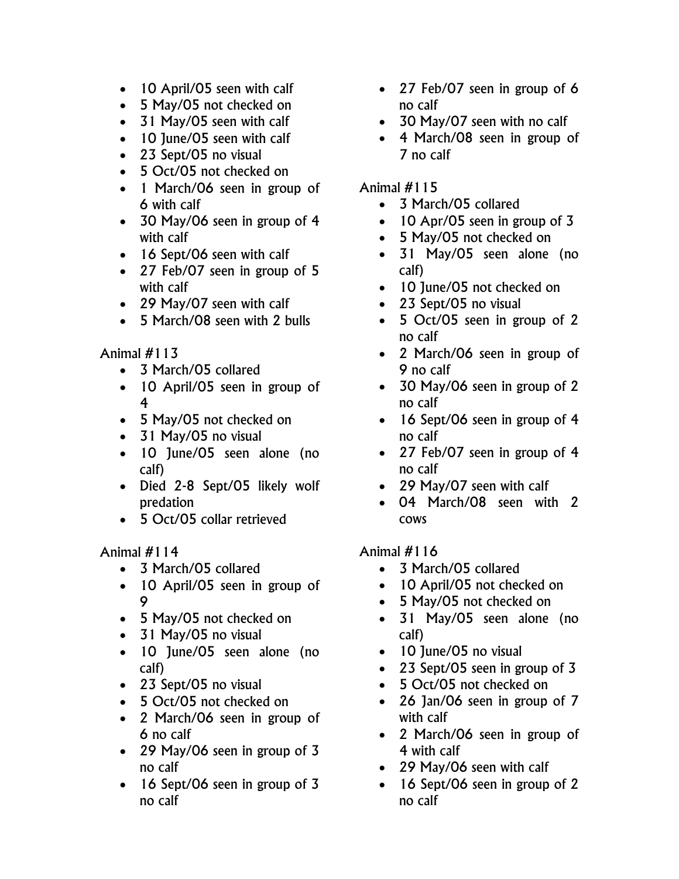- 10 April/05 seen with calf
- 5 May/05 not checked on
- 31 May/05 seen with calf
- 10 June/05 seen with calf
- 23 Sept/05 no visual
- 5 Oct/05 not checked on
- 1 March/06 seen in group of 6 with calf
- 30 May/06 seen in group of 4 with calf
- 16 Sept/06 seen with calf
- 27 Feb/07 seen in group of 5 with calf
- 29 May/07 seen with calf
- 5 March/08 seen with 2 bulls

Animal #113

- 3 March/05 collared
- 10 April/05 seen in group of 4
- 5 May/05 not checked on
- 31 May/05 no visual
- 10 June/05 seen alone (no calf)
- Died 2-8 Sept/05 likely wolf predation
- 5 Oct/05 collar retrieved

Animal #114

- 3 March/05 collared
- 10 April/05 seen in group of 9
- 5 May/05 not checked on
- 31 May/05 no visual
- 10 June/05 seen alone (no calf)
- 23 Sept/05 no visual
- 5 Oct/05 not checked on
- 2 March/06 seen in group of 6 no calf
- 29 May/06 seen in group of 3 no calf
- 16 Sept/06 seen in group of 3 no calf
- 27 Feb/07 seen in group of 6 no calf
- 30 May/07 seen with no calf
- 4 March/08 seen in group of 7 no calf

Animal #115

- 3 March/05 collared
- 10 Apr/05 seen in group of 3
- 5 May/05 not checked on
- 31 May/05 seen alone (no calf)
- 10 June/05 not checked on
- 23 Sept/05 no visual
- 5 Oct/05 seen in group of 2 no calf
- 2 March/06 seen in group of 9 no calf
- 30 May/06 seen in group of 2 no calf
- 16 Sept/06 seen in group of 4 no calf
- 27 Feb/07 seen in group of 4 no calf
- 29 May/07 seen with calf
- 04 March/08 seen with 2 cows

Animal #116

- 3 March/05 collared
- 10 April/05 not checked on
- 5 May/05 not checked on
- 31 May/05 seen alone (no calf)
- 10 June/05 no visual
- 23 Sept/05 seen in group of 3
- 5 Oct/05 not checked on
- 26 Jan/06 seen in group of 7 with calf
- 2 March/06 seen in group of 4 with calf
- 29 May/06 seen with calf
- 16 Sept/06 seen in group of 2 no calf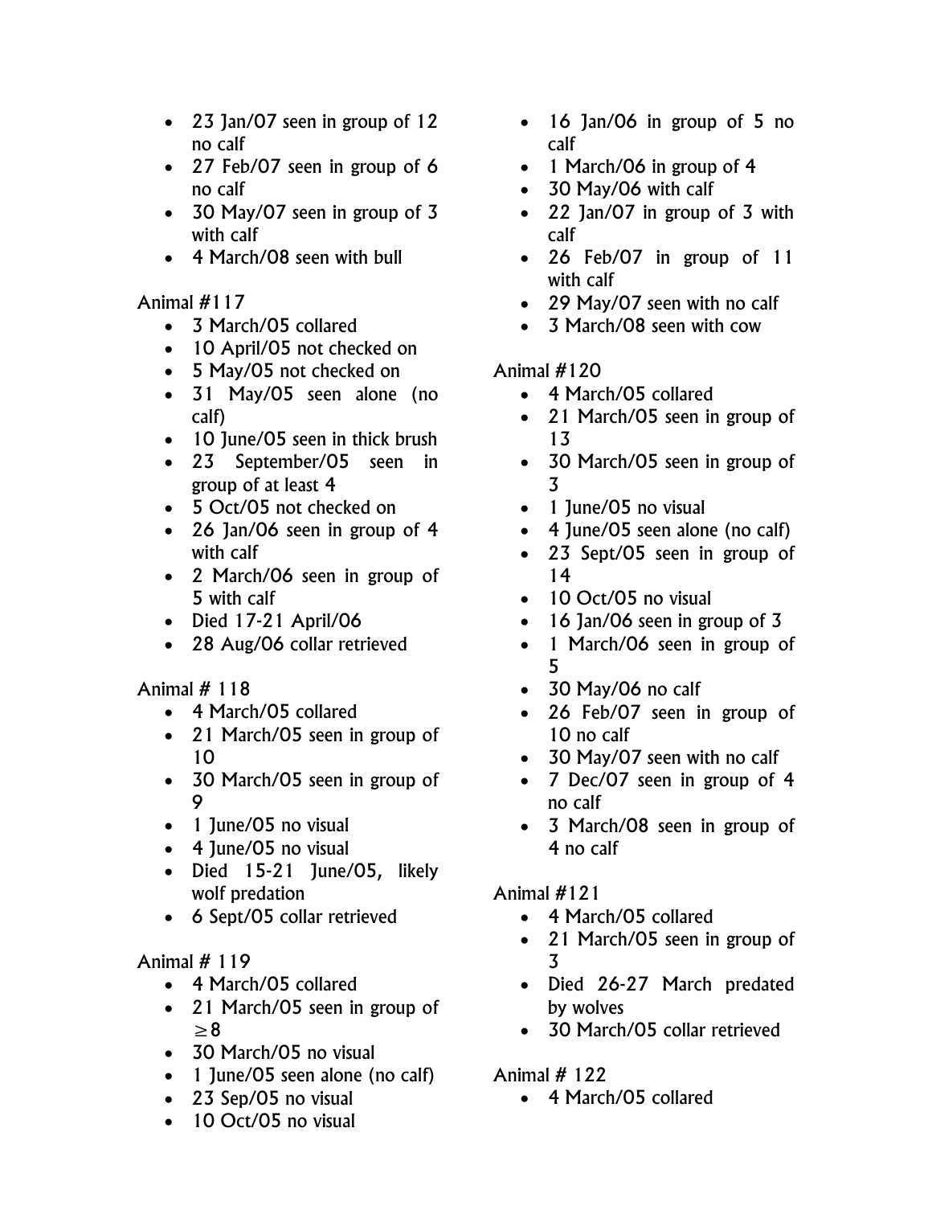- 23 Jan/07 seen in group of 12 no calf
- 27 Feb/07 seen in group of 6 no calf
- 30 May/07 seen in group of 3 with calf
- 4 March/08 seen with bull

Animal #117

- 3 March/05 collared
- 10 April/05 not checked on
- 5 May/05 not checked on
- 31 May/05 seen alone (no calf)
- 10 June/05 seen in thick brush
- 23 September/05 seen in group of at least 4
- 5 Oct/05 not checked on
- 26 Jan/06 seen in group of 4 with calf
- 2 March/06 seen in group of 5 with calf
- Died 17-21 April/06
- 28 Aug/06 collar retrieved

Animal # 118

- 4 March/05 collared
- 21 March/05 seen in group of 10
- 30 March/05 seen in group of 9
- 1 June/05 no visual
- 4 June/05 no visual
- Died 15-21 June/05, likely wolf predation
- 6 Sept/05 collar retrieved

Animal # 119

- 4 March/05 collared
- 21 March/05 seen in group of $\geq 8$
- 30 March/05 no visual
- 1 June/05 seen alone (no calf)
- 23 Sep/05 no visual
- 10 Oct/05 no visual
- 16 Jan/06 in group of 5 no calf
- 1 March/06 in group of 4
- 30 May/06 with calf
- 22 Jan/07 in group of 3 with calf
- 26 Feb/07 in group of 11 with calf
- 29 May/07 seen with no calf
- 3 March/08 seen with cow

Animal #120

- 4 March/05 collared
- 21 March/05 seen in group of 13
- 30 March/05 seen in group of 3
- 1 June/05 no visual
- 4 June/05 seen alone (no calf)
- 23 Sept/05 seen in group of 14
- 10 Oct/05 no visual
- 16 Jan/06 seen in group of 3
- 1 March/06 seen in group of 5
- 30 May/06 no calf
- 26 Feb/07 seen in group of 10 no calf
- 30 May/07 seen with no calf
- 7 Dec/07 seen in group of 4 no calf
- 3 March/08 seen in group of 4 no calf

Animal #121

- 4 March/05 collared
- 21 March/05 seen in group of 3
- Died 26-27 March predated by wolves
- 30 March/05 collar retrieved

Animal # 122

- 4 March/05 collared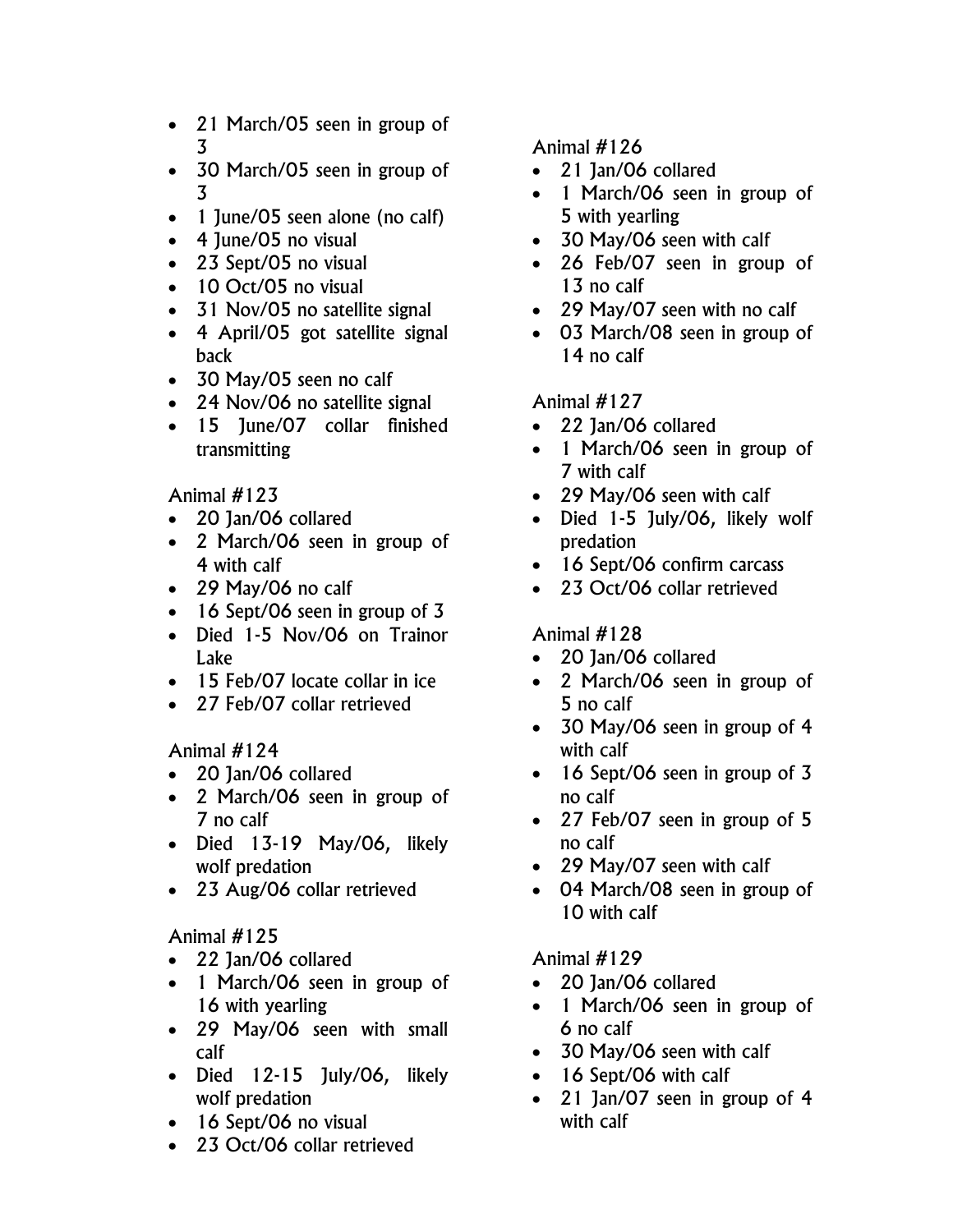- 21 March/05 seen in group of 3
- 30 March/05 seen in group of 3
- 1 June/05 seen alone (no calf)
- 4 June/05 no visual
- 23 Sept/05 no visual
- 10 Oct/05 no visual
- 31 Nov/05 no satellite signal
- 4 April/05 got satellite signal back
- 30 May/05 seen no calf
- 24 Nov/06 no satellite signal
- 15 June/07 collar finished transmitting

Animal #123

- 20 Jan/06 collared
- 2 March/06 seen in group of 4 with calf
- 29 May/06 no calf
- 16 Sept/06 seen in group of 3
- Died 1-5 Nov/06 on Trainor Lake
- 15 Feb/07 locate collar in ice
- 27 Feb/07 collar retrieved

Animal #124

- 20 Jan/06 collared
- 2 March/06 seen in group of 7 no calf
- Died 13-19 May/06, likely wolf predation
- 23 Aug/06 collar retrieved

Animal #125

- 22 Jan/06 collared
- 1 March/06 seen in group of 16 with yearling
- 29 May/06 seen with small calf
- Died 12-15 July/06, likely wolf predation
- 16 Sept/06 no visual
- 23 Oct/06 collar retrieved

Animal #126

- 21 Jan/06 collared
- 1 March/06 seen in group of 5 with yearling
- 30 May/06 seen with calf
- 26 Feb/07 seen in group of 13 no calf
- 29 May/07 seen with no calf
- 03 March/08 seen in group of 14 no calf

Animal #127

- 22 Jan/06 collared
- 1 March/06 seen in group of 7 with calf
- 29 May/06 seen with calf
- Died 1-5 July/06, likely wolf predation
- 16 Sept/06 confirm carcass
- 23 Oct/06 collar retrieved

Animal #128

- 20 Jan/06 collared
- 2 March/06 seen in group of 5 no calf
- 30 May/06 seen in group of 4 with calf
- 16 Sept/06 seen in group of 3 no calf
- 27 Feb/07 seen in group of 5 no calf
- 29 May/07 seen with calf
- 04 March/08 seen in group of 10 with calf

Animal #129

- 20 Jan/06 collared
- 1 March/06 seen in group of 6 no calf
- 30 May/06 seen with calf
- 16 Sept/06 with calf
- 21 Jan/07 seen in group of 4 with calf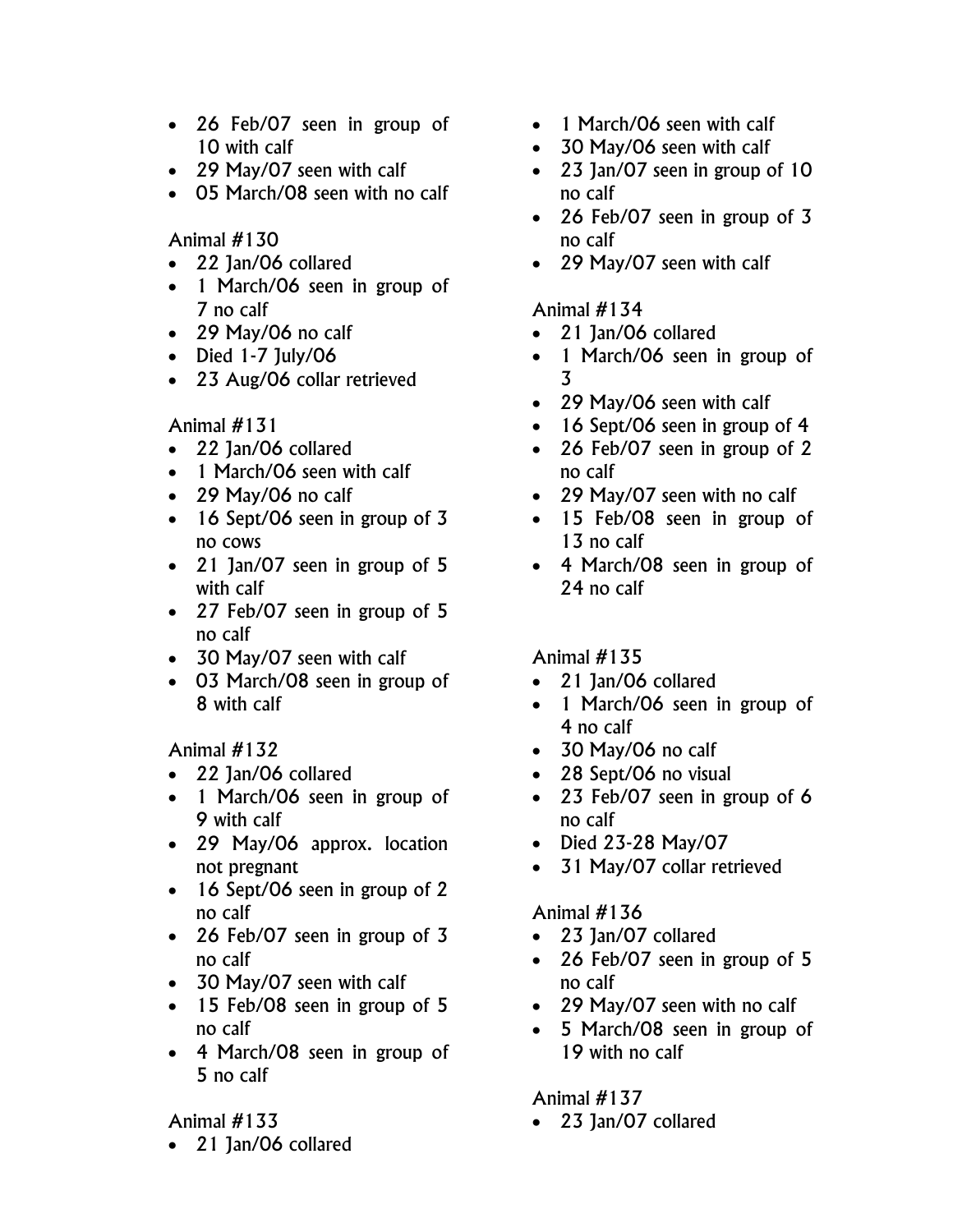- 26 Feb/07 seen in group of 10 with calf
- 29 May/07 seen with calf
- 05 March/08 seen with no calf

Animal #130

- 22 Jan/06 collared
- 1 March/06 seen in group of 7 no calf
- 29 May/06 no calf
- Died 1-7 July/06
- 23 Aug/06 collar retrieved

Animal #131

- 22 Jan/06 collared
- 1 March/06 seen with calf
- 29 May/06 no calf
- 16 Sept/06 seen in group of 3 no cows
- 21 Jan/07 seen in group of 5 with calf
- 27 Feb/07 seen in group of 5 no calf
- 30 May/07 seen with calf
- 03 March/08 seen in group of 8 with calf

Animal #132

- 22 Jan/06 collared
- 1 March/06 seen in group of 9 with calf
- 29 May/06 approx. location not pregnant
- 16 Sept/06 seen in group of 2 no calf
- 26 Feb/07 seen in group of 3 no calf
- 30 May/07 seen with calf
- 15 Feb/08 seen in group of 5 no calf
- 4 March/08 seen in group of 5 no calf

Animal #133

- 21 Jan/06 collared
- 1 March/06 seen with calf
- 30 May/06 seen with calf
- 23 Jan/07 seen in group of 10 no calf
- 26 Feb/07 seen in group of 3 no calf
- 29 May/07 seen with calf

Animal #134

- 21 Jan/06 collared
- 1 March/06 seen in group of 3
- 29 May/06 seen with calf
- 16 Sept/06 seen in group of 4
- 26 Feb/07 seen in group of 2 no calf
- 29 May/07 seen with no calf
- 15 Feb/08 seen in group of 13 no calf
- 4 March/08 seen in group of 24 no calf

Animal #135

- 21 Jan/06 collared
- 1 March/06 seen in group of 4 no calf
- 30 May/06 no calf
- 28 Sept/06 no visual
- 23 Feb/07 seen in group of 6 no calf
- Died 23-28 May/07
- 31 May/07 collar retrieved

Animal #136

- 23 Jan/07 collared
- 26 Feb/07 seen in group of 5 no calf
- 29 May/07 seen with no calf
- 5 March/08 seen in group of 19 with no calf

Animal #137

- 23 Jan/07 collared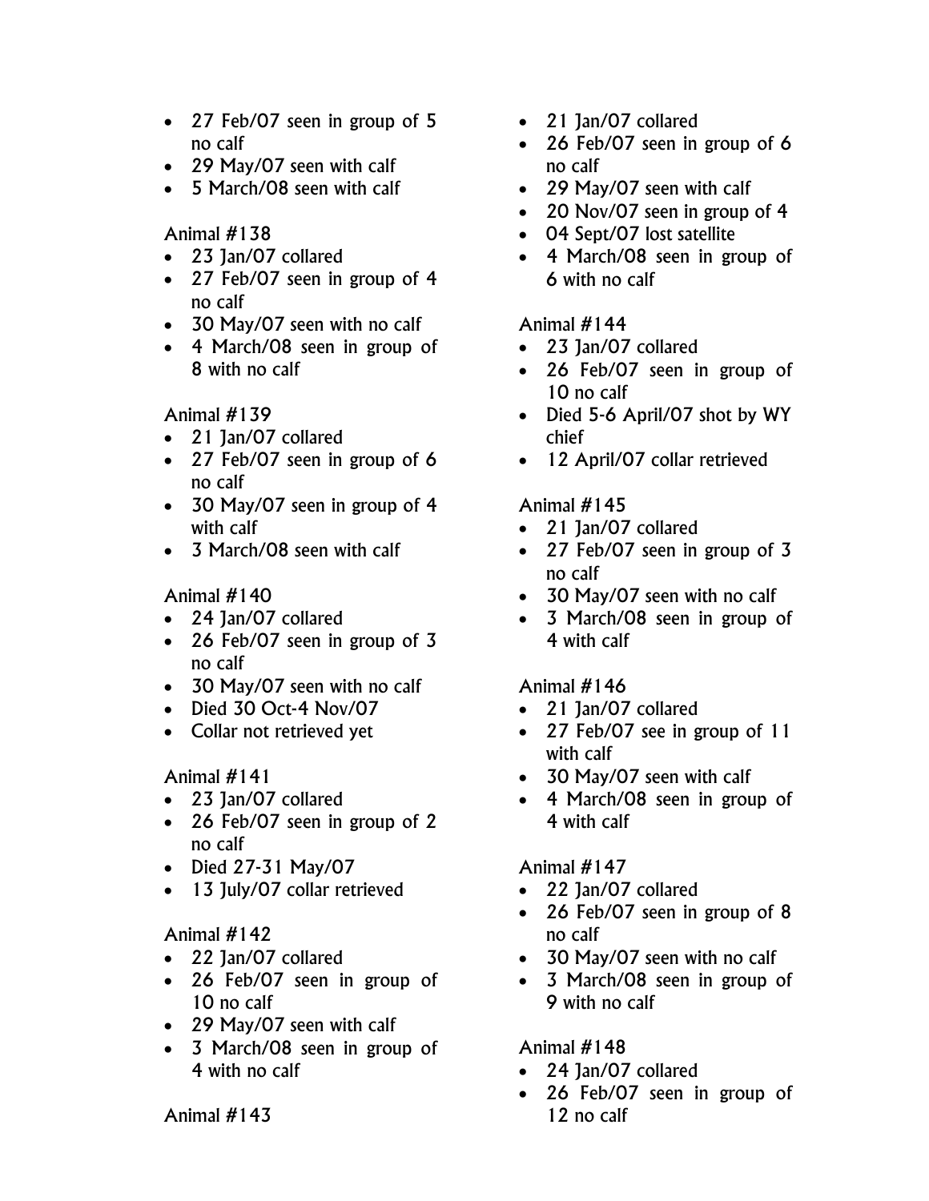- 27 Feb/07 seen in group of 5 no calf
- 29 May/07 seen with calf
- 5 March/08 seen with calf

Animal #138

- 23 Jan/07 collared
- 27 Feb/07 seen in group of 4 no calf
- 30 May/07 seen with no calf
- 4 March/08 seen in group of 8 with no calf

Animal #139

- 21 Jan/07 collared
- 27 Feb/07 seen in group of 6 no calf
- 30 May/07 seen in group of 4 with calf
- 3 March/08 seen with calf

Animal #140

- 24 Jan/07 collared
- 26 Feb/07 seen in group of 3 no calf
- 30 May/07 seen with no calf
- Died 30 Oct-4 Nov/07
- Collar not retrieved yet

Animal #141

- 23 Jan/07 collared
- 26 Feb/07 seen in group of 2 no calf
- Died 27-31 May/07
- 13 July/07 collar retrieved

Animal #142

- 22 Jan/07 collared
- 26 Feb/07 seen in group of 10 no calf
- 29 May/07 seen with calf
- 3 March/08 seen in group of 4 with no calf

Animal #143

- 21 Jan/07 collared
- 26 Feb/07 seen in group of 6 no calf
- 29 May/07 seen with calf
- 20 Nov/07 seen in group of 4
- 04 Sept/07 lost satellite
- 4 March/08 seen in group of 6 with no calf

Animal #144

- 23 Jan/07 collared
- 26 Feb/07 seen in group of 10 no calf
- Died 5-6 April/07 shot by WY chief
- 12 April/07 collar retrieved

Animal #145

- 21 Jan/07 collared
- 27 Feb/07 seen in group of 3 no calf
- 30 May/07 seen with no calf
- 3 March/08 seen in group of 4 with calf

Animal #146

- 21 Jan/07 collared
- 27 Feb/07 see in group of 11 with calf
- 30 May/07 seen with calf
- 4 March/08 seen in group of 4 with calf

Animal #147

- 22 Jan/07 collared
- 26 Feb/07 seen in group of 8 no calf
- 30 May/07 seen with no calf
- 3 March/08 seen in group of 9 with no calf

Animal #148

- 24 Jan/07 collared
- 26 Feb/07 seen in group of 12 no calf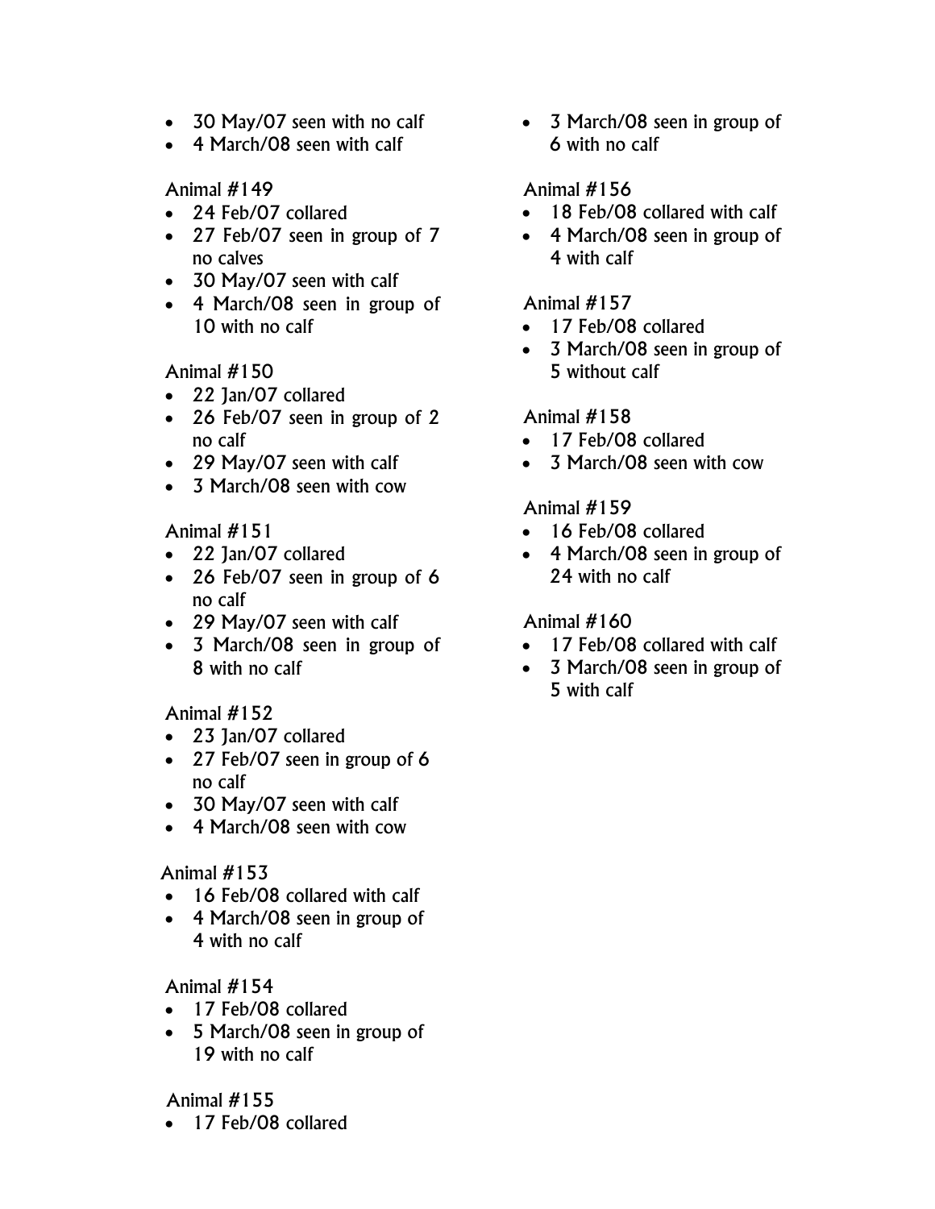- 30 May/07 seen with no calf
- 4 March/08 seen with calf

Animal #149

- 24 Feb/07 collared
- 27 Feb/07 seen in group of 7 no calves
- 30 May/07 seen with calf
- 4 March/08 seen in group of 10 with no calf

Animal #150

- 22 Jan/07 collared
- 26 Feb/07 seen in group of 2 no calf
- 29 May/07 seen with calf
- 3 March/08 seen with cow

Animal #151

- 22 Jan/07 collared
- 26 Feb/07 seen in group of 6 no calf
- 29 May/07 seen with calf
- 3 March/08 seen in group of 8 with no calf

Animal #152

- 23 Jan/07 collared
- 27 Feb/07 seen in group of 6 no calf
- 30 May/07 seen with calf
- 4 March/08 seen with cow

Animal #153

- 16 Feb/08 collared with calf
- 4 March/08 seen in group of 4 with no calf

Animal #154

- 17 Feb/08 collared
- 5 March/08 seen in group of 19 with no calf

Animal #155

- 17 Feb/08 collared
- 3 March/08 seen in group of 6 with no calf

Animal #156

- 18 Feb/08 collared with calf
- 4 March/08 seen in group of 4 with calf

Animal #157

- 17 Feb/08 collared
- 3 March/08 seen in group of 5 without calf

Animal #158

- 17 Feb/08 collared
- 3 March/08 seen with cow

Animal #159

- 16 Feb/08 collared
- 4 March/08 seen in group of 24 with no calf

Animal #160

- 17 Feb/08 collared with calf
- 3 March/08 seen in group of 5 with calf